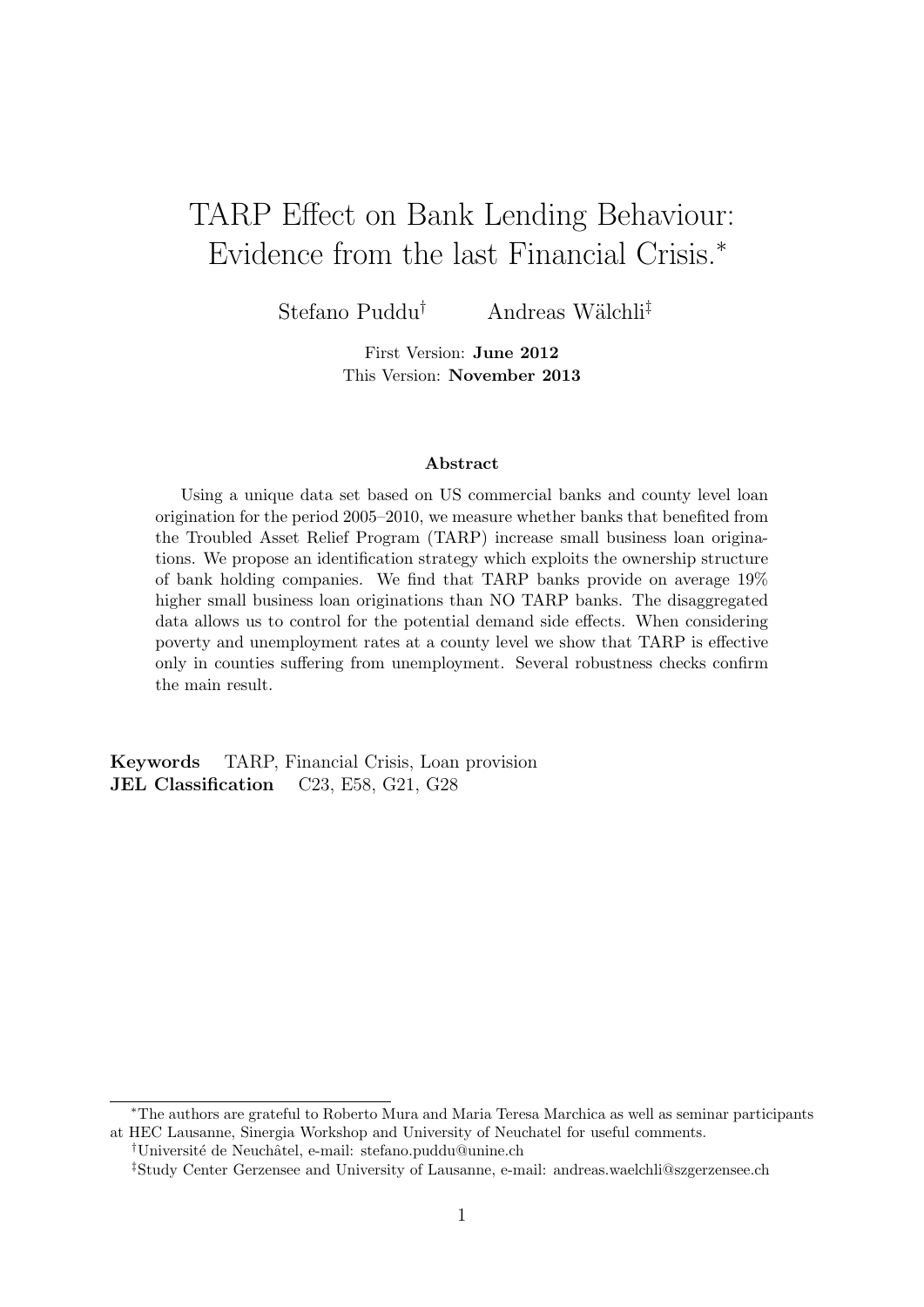# TARP Effect on Bank Lending Behaviour: Evidence from the last Financial Crisis.*

Stefano Puddu[†] Andreas Wälchli[‡]

First Version: **June 2012**
This Version: **November 2013**

### Abstract

Using a unique data set based on US commercial banks and county level loan origination for the period 2005–2010, we measure whether banks that benefited from the Troubled Asset Relief Program (TARP) increase small business loan originations. We propose an identification strategy which exploits the ownership structure of bank holding companies. We find that TARP banks provide on average 19% higher small business loan originations than NO TARP banks. The disaggregated data allows us to control for the potential demand side effects. When considering poverty and unemployment rates at a county level we show that TARP is effective only in counties suffering from unemployment. Several robustness checks confirm the main result.

**Keywords** TARP, Financial Crisis, Loan provision
**JEL Classification** C23, E58, G21, G28

---

*The authors are grateful to Roberto Mura and Maria Teresa Marchica as well as seminar participants at HEC Lausanne, Sinergia Workshop and University of Neuchatel for useful comments.

†Université de Neuchâtel, e-mail: stefano.puddu@unine.ch

‡Study Center Gerzensee and University of Lausanne, e-mail: andreas.waelchli@szgerzensee.ch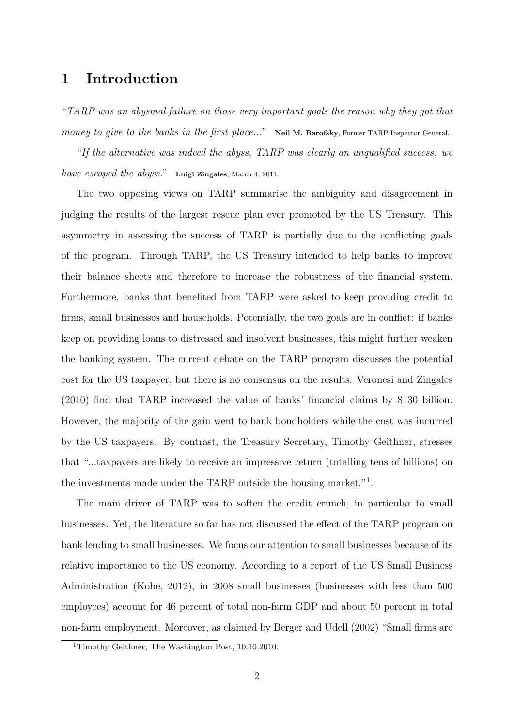# 1 Introduction

"*TARP was an abysmal failure on those very important goals the reason why they got that money to give to the banks in the first place...*" **Neil M. Barofsky**, Former TARP Inspector General.

"*If the alternative was indeed the abyss, TARP was clearly an unqualified success: we have escaped the abyss.*" **Luigi Zingales**, March 4, 2011.

The two opposing views on TARP summarise the ambiguity and disagreement in judging the results of the largest rescue plan ever promoted by the US Treasury. This asymmetry in assessing the success of TARP is partially due to the conflicting goals of the program. Through TARP, the US Treasury intended to help banks to improve their balance sheets and therefore to increase the robustness of the financial system. Furthermore, banks that benefited from TARP were asked to keep providing credit to firms, small businesses and households. Potentially, the two goals are in conflict: if banks keep on providing loans to distressed and insolvent businesses, this might further weaken the banking system. The current debate on the TARP program discusses the potential cost for the US taxpayer, but there is no consensus on the results. Veronesi and Zingales (2010) find that TARP increased the value of banks' financial claims by $130 billion. However, the majority of the gain went to bank bondholders while the cost was incurred by the US taxpayers. By contrast, the Treasury Secretary, Timothy Geithner, stresses that "...taxpayers are likely to receive an impressive return (totalling tens of billions) on the investments made under the TARP outside the housing market."[1].

The main driver of TARP was to soften the credit crunch, in particular to small businesses. Yet, the literature so far has not discussed the effect of the TARP program on bank lending to small businesses. We focus our attention to small businesses because of its relative importance to the US economy. According to a report of the US Small Business Administration (Kobe, 2012), in 2008 small businesses (businesses with less than 500 employees) account for 46 percent of total non-farm GDP and about 50 percent in total non-farm employment. Moreover, as claimed by Berger and Udell (2002) "Small firms are

[1] Timothy Geithner, The Washington Post, 10.10.2010.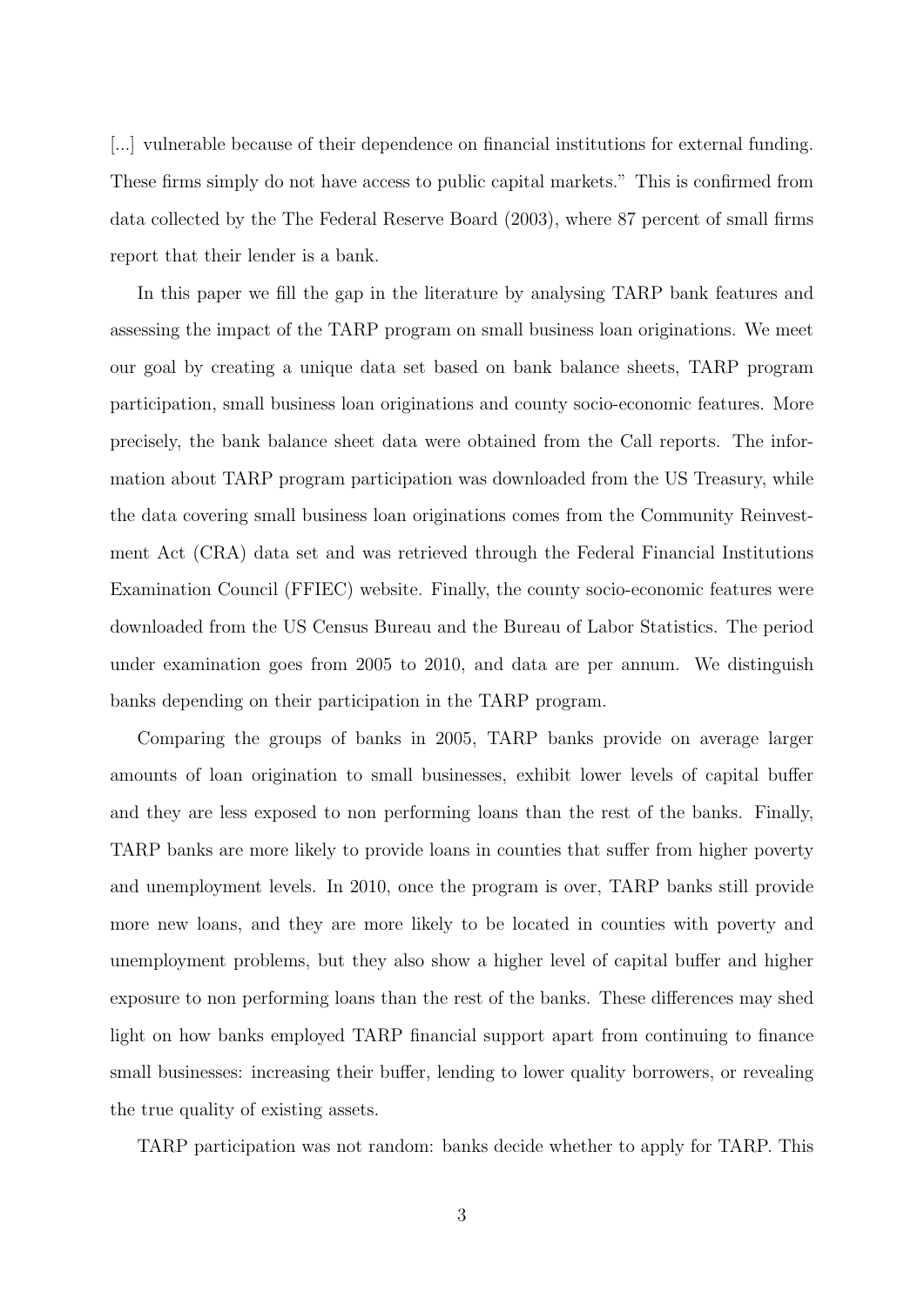[...] vulnerable because of their dependence on financial institutions for external funding. These firms simply do not have access to public capital markets." This is confirmed from data collected by the The Federal Reserve Board (2003), where 87 percent of small firms report that their lender is a bank.

In this paper we fill the gap in the literature by analysing TARP bank features and assessing the impact of the TARP program on small business loan originations. We meet our goal by creating a unique data set based on bank balance sheets, TARP program participation, small business loan originations and county socio-economic features. More precisely, the bank balance sheet data were obtained from the Call reports. The information about TARP program participation was downloaded from the US Treasury, while the data covering small business loan originations comes from the Community Reinvestment Act (CRA) data set and was retrieved through the Federal Financial Institutions Examination Council (FFIEC) website. Finally, the county socio-economic features were downloaded from the US Census Bureau and the Bureau of Labor Statistics. The period under examination goes from 2005 to 2010, and data are per annum. We distinguish banks depending on their participation in the TARP program.

Comparing the groups of banks in 2005, TARP banks provide on average larger amounts of loan origination to small businesses, exhibit lower levels of capital buffer and they are less exposed to non performing loans than the rest of the banks. Finally, TARP banks are more likely to provide loans in counties that suffer from higher poverty and unemployment levels. In 2010, once the program is over, TARP banks still provide more new loans, and they are more likely to be located in counties with poverty and unemployment problems, but they also show a higher level of capital buffer and higher exposure to non performing loans than the rest of the banks. These differences may shed light on how banks employed TARP financial support apart from continuing to finance small businesses: increasing their buffer, lending to lower quality borrowers, or revealing the true quality of existing assets.

TARP participation was not random: banks decide whether to apply for TARP. This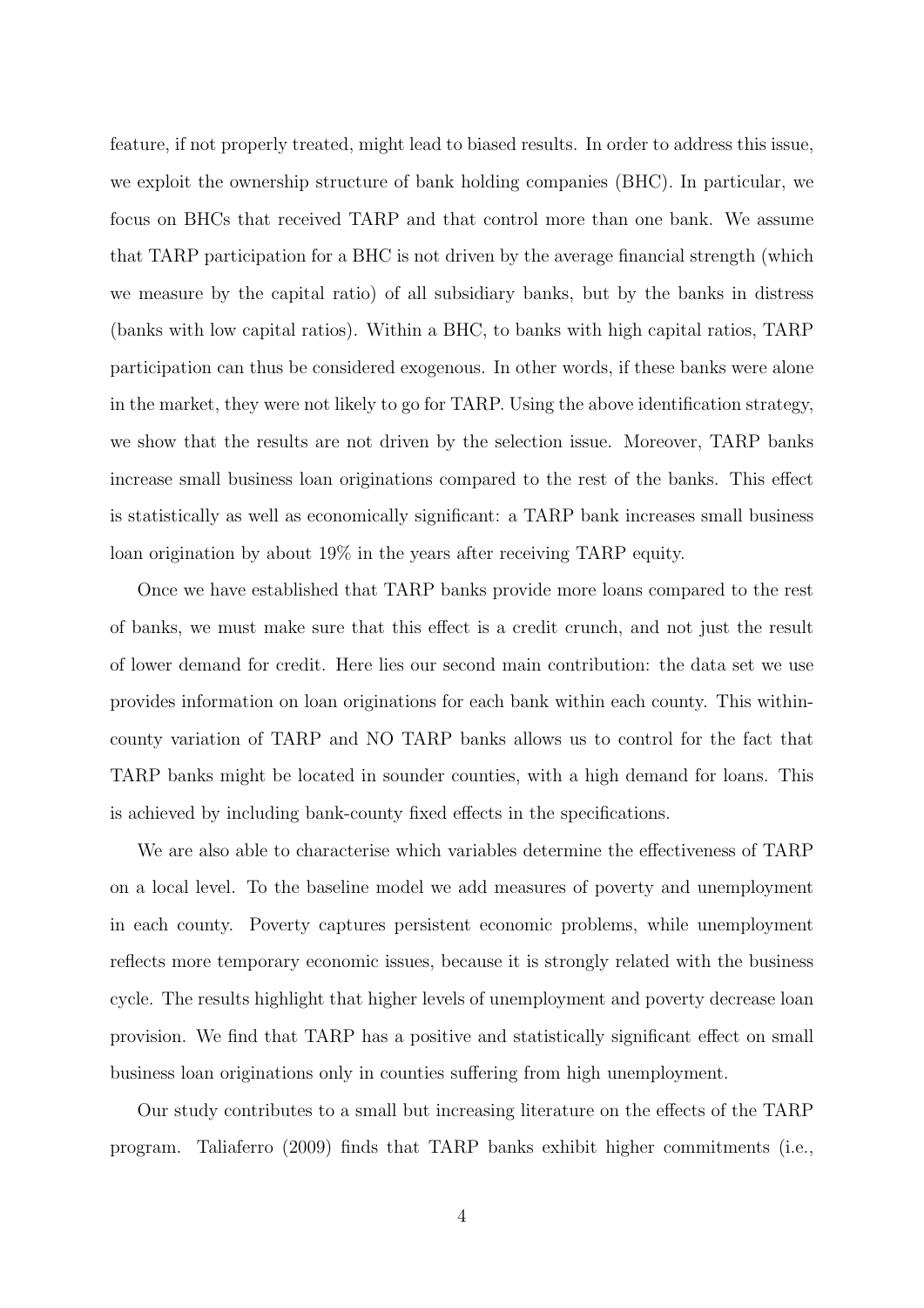feature, if not properly treated, might lead to biased results. In order to address this issue, we exploit the ownership structure of bank holding companies (BHC). In particular, we focus on BHCs that received TARP and that control more than one bank. We assume that TARP participation for a BHC is not driven by the average financial strength (which we measure by the capital ratio) of all subsidiary banks, but by the banks in distress (banks with low capital ratios). Within a BHC, to banks with high capital ratios, TARP participation can thus be considered exogenous. In other words, if these banks were alone in the market, they were not likely to go for TARP. Using the above identification strategy, we show that the results are not driven by the selection issue. Moreover, TARP banks increase small business loan originations compared to the rest of the banks. This effect is statistically as well as economically significant: a TARP bank increases small business loan origination by about 19% in the years after receiving TARP equity.

Once we have established that TARP banks provide more loans compared to the rest of banks, we must make sure that this effect is a credit crunch, and not just the result of lower demand for credit. Here lies our second main contribution: the data set we use provides information on loan originations for each bank within each county. This within-county variation of TARP and NO TARP banks allows us to control for the fact that TARP banks might be located in sounder counties, with a high demand for loans. This is achieved by including bank-county fixed effects in the specifications.

We are also able to characterise which variables determine the effectiveness of TARP on a local level. To the baseline model we add measures of poverty and unemployment in each county. Poverty captures persistent economic problems, while unemployment reflects more temporary economic issues, because it is strongly related with the business cycle. The results highlight that higher levels of unemployment and poverty decrease loan provision. We find that TARP has a positive and statistically significant effect on small business loan originations only in counties suffering from high unemployment.

Our study contributes to a small but increasing literature on the effects of the TARP program. Taliaferro (2009) finds that TARP banks exhibit higher commitments (i.e.,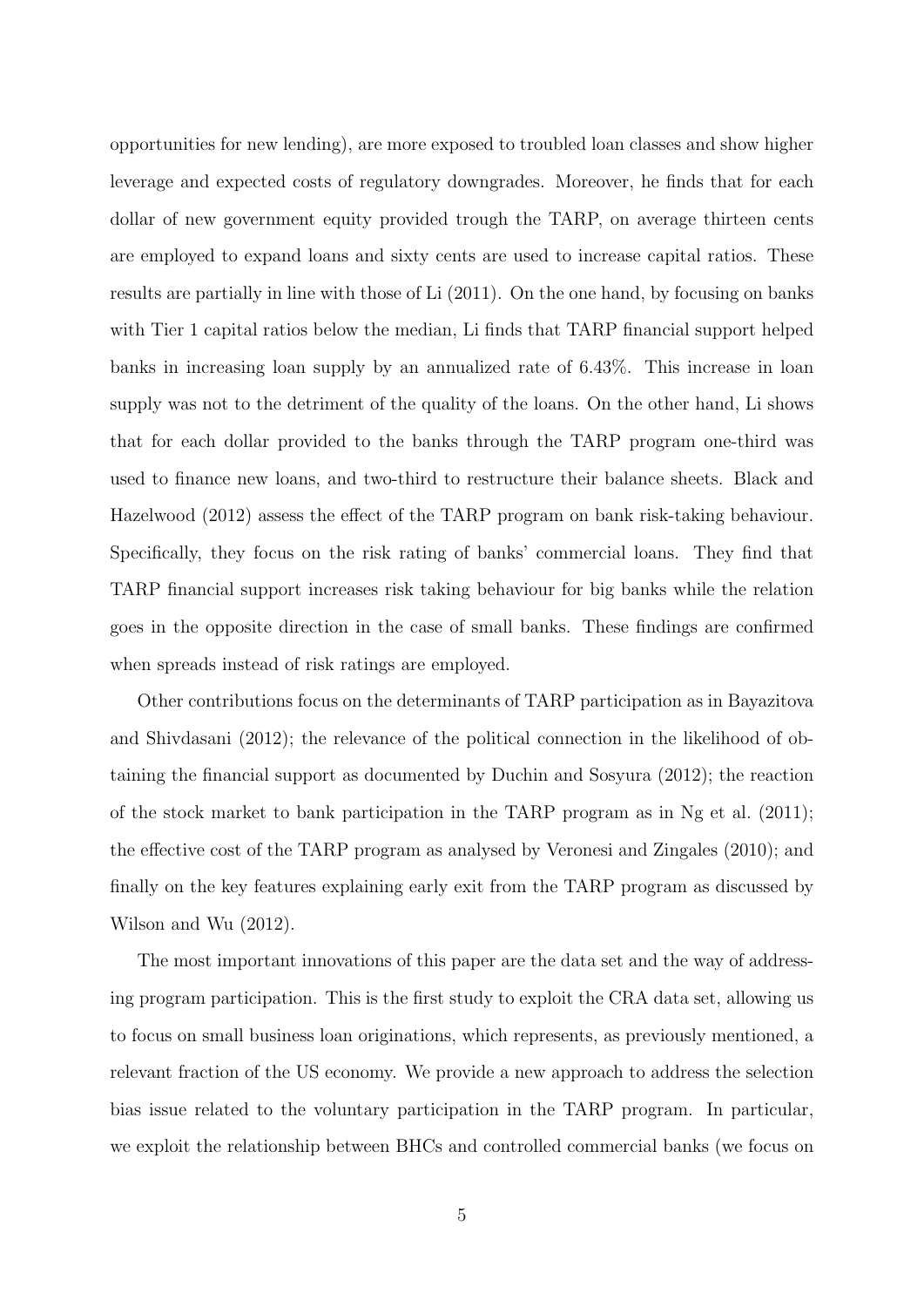opportunities for new lending), are more exposed to troubled loan classes and show higher leverage and expected costs of regulatory downgrades. Moreover, he finds that for each dollar of new government equity provided trough the TARP, on average thirteen cents are employed to expand loans and sixty cents are used to increase capital ratios. These results are partially in line with those of Li (2011). On the one hand, by focusing on banks with Tier 1 capital ratios below the median, Li finds that TARP financial support helped banks in increasing loan supply by an annualized rate of 6.43%. This increase in loan supply was not to the detriment of the quality of the loans. On the other hand, Li shows that for each dollar provided to the banks through the TARP program one-third was used to finance new loans, and two-third to restructure their balance sheets. Black and Hazelwood (2012) assess the effect of the TARP program on bank risk-taking behaviour. Specifically, they focus on the risk rating of banks' commercial loans. They find that TARP financial support increases risk taking behaviour for big banks while the relation goes in the opposite direction in the case of small banks. These findings are confirmed when spreads instead of risk ratings are employed.

Other contributions focus on the determinants of TARP participation as in Bayazitova and Shivdasani (2012); the relevance of the political connection in the likelihood of obtaining the financial support as documented by Duchin and Sosyura (2012); the reaction of the stock market to bank participation in the TARP program as in Ng et al. (2011); the effective cost of the TARP program as analysed by Veronesi and Zingales (2010); and finally on the key features explaining early exit from the TARP program as discussed by Wilson and Wu (2012).

The most important innovations of this paper are the data set and the way of addressing program participation. This is the first study to exploit the CRA data set, allowing us to focus on small business loan originations, which represents, as previously mentioned, a relevant fraction of the US economy. We provide a new approach to address the selection bias issue related to the voluntary participation in the TARP program. In particular, we exploit the relationship between BHCs and controlled commercial banks (we focus on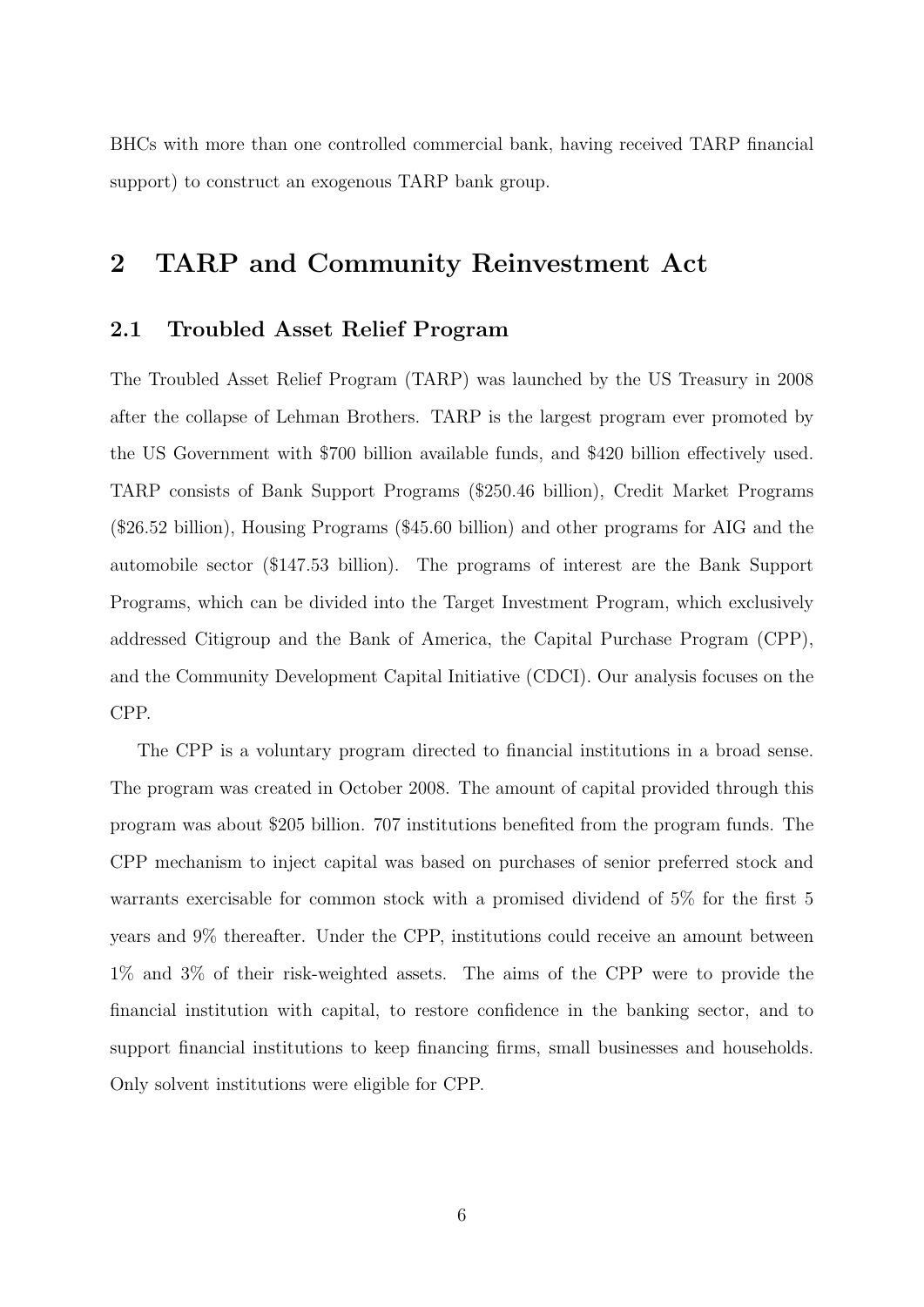BHCs with more than one controlled commercial bank, having received TARP financial support) to construct an exogenous TARP bank group.

## 2 TARP and Community Reinvestment Act

### 2.1 Troubled Asset Relief Program

The Troubled Asset Relief Program (TARP) was launched by the US Treasury in 2008 after the collapse of Lehman Brothers. TARP is the largest program ever promoted by the US Government with \$700 billion available funds, and \$420 billion effectively used. TARP consists of Bank Support Programs (\$250.46 billion), Credit Market Programs (\$26.52 billion), Housing Programs (\$45.60 billion) and other programs for AIG and the automobile sector (\$147.53 billion). The programs of interest are the Bank Support Programs, which can be divided into the Target Investment Program, which exclusively addressed Citigroup and the Bank of America, the Capital Purchase Program (CPP), and the Community Development Capital Initiative (CDCI). Our analysis focuses on the CPP.

The CPP is a voluntary program directed to financial institutions in a broad sense. The program was created in October 2008. The amount of capital provided through this program was about \$205 billion. 707 institutions benefited from the program funds. The CPP mechanism to inject capital was based on purchases of senior preferred stock and warrants exercisable for common stock with a promised dividend of 5% for the first 5 years and 9% thereafter. Under the CPP, institutions could receive an amount between 1% and 3% of their risk-weighted assets. The aims of the CPP were to provide the financial institution with capital, to restore confidence in the banking sector, and to support financial institutions to keep financing firms, small businesses and households. Only solvent institutions were eligible for CPP.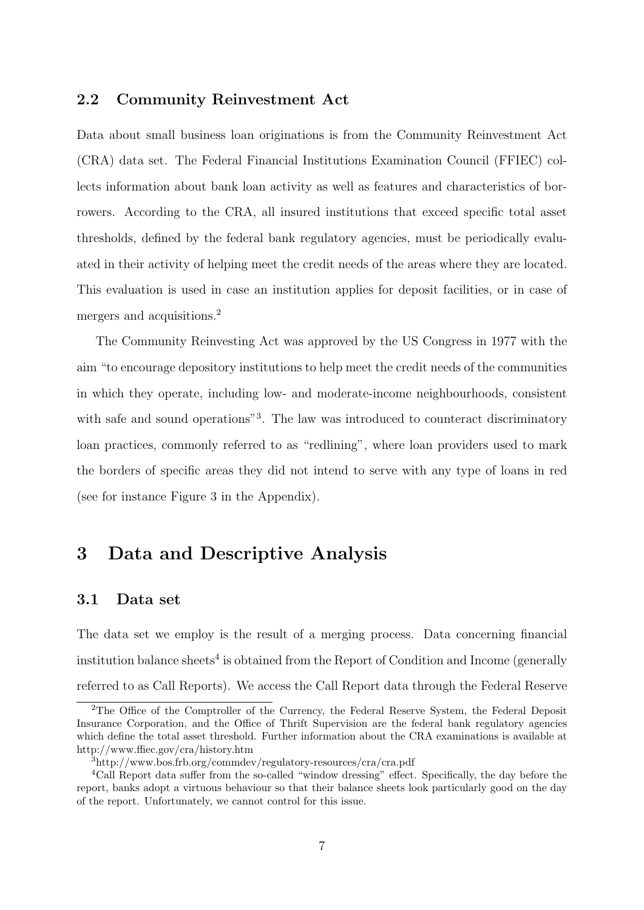## 2.2 Community Reinvestment Act

Data about small business loan originations is from the Community Reinvestment Act (CRA) data set. The Federal Financial Institutions Examination Council (FFIEC) collects information about bank loan activity as well as features and characteristics of borrowers. According to the CRA, all insured institutions that exceed specific total asset thresholds, defined by the federal bank regulatory agencies, must be periodically evaluated in their activity of helping meet the credit needs of the areas where they are located. This evaluation is used in case an institution applies for deposit facilities, or in case of mergers and acquisitions.[2]

The Community Reinvesting Act was approved by the US Congress in 1977 with the aim "to encourage depository institutions to help meet the credit needs of the communities in which they operate, including low- and moderate-income neighbourhoods, consistent with safe and sound operations"[3]. The law was introduced to counteract discriminatory loan practices, commonly referred to as "redlining", where loan providers used to mark the borders of specific areas they did not intend to serve with any type of loans in red (see for instance Figure 3 in the Appendix).

# 3 Data and Descriptive Analysis

## 3.1 Data set

The data set we employ is the result of a merging process. Data concerning financial institution balance sheets[4] is obtained from the Report of Condition and Income (generally referred to as Call Reports). We access the Call Report data through the Federal Reserve

---

[2] The Office of the Comptroller of the Currency, the Federal Reserve System, the Federal Deposit Insurance Corporation, and the Office of Thrift Supervision are the federal bank regulatory agencies which define the total asset threshold. Further information about the CRA examinations is available at http://www.ffiec.gov/cra/history.htm

[3] http://www.bos.frb.org/commdev/regulatory-resources/cra/cra.pdf

[4] Call Report data suffer from the so-called "window dressing" effect. Specifically, the day before the report, banks adopt a virtuous behaviour so that their balance sheets look particularly good on the day of the report. Unfortunately, we cannot control for this issue.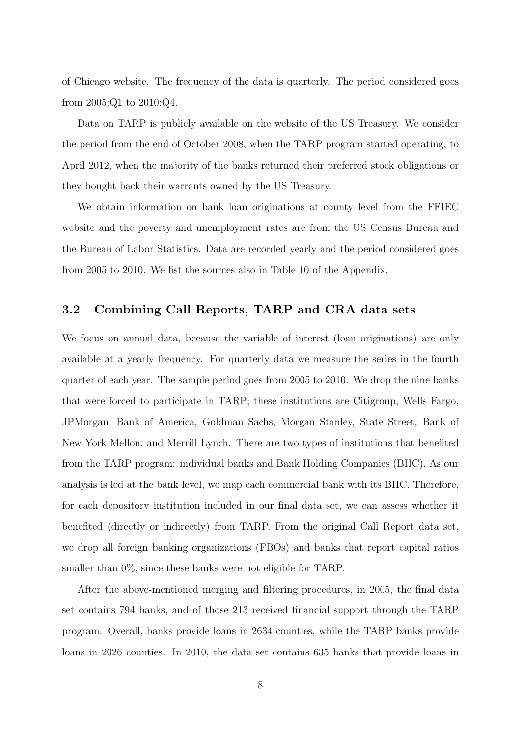of Chicago website. The frequency of the data is quarterly. The period considered goes from 2005:Q1 to 2010:Q4.

Data on TARP is publicly available on the website of the US Treasury. We consider the period from the end of October 2008, when the TARP program started operating, to April 2012, when the majority of the banks returned their preferred stock obligations or they bought back their warrants owned by the US Treasury.

We obtain information on bank loan originations at county level from the FFIEC website and the poverty and unemployment rates are from the US Census Bureau and the Bureau of Labor Statistics. Data are recorded yearly and the period considered goes from 2005 to 2010. We list the sources also in Table 10 of the Appendix.

## 3.2 Combining Call Reports, TARP and CRA data sets

We focus on annual data, because the variable of interest (loan originations) are only available at a yearly frequency. For quarterly data we measure the series in the fourth quarter of each year. The sample period goes from 2005 to 2010. We drop the nine banks that were forced to participate in TARP; these institutions are Citigroup, Wells Fargo, JPMorgan, Bank of America, Goldman Sachs, Morgan Stanley, State Street, Bank of New York Mellon, and Merrill Lynch. There are two types of institutions that benefited from the TARP program: individual banks and Bank Holding Companies (BHC). As our analysis is led at the bank level, we map each commercial bank with its BHC. Therefore, for each depository institution included in our final data set, we can assess whether it benefited (directly or indirectly) from TARP. From the original Call Report data set, we drop all foreign banking organizations (FBOs) and banks that report capital ratios smaller than 0%, since these banks were not eligible for TARP.

After the above-mentioned merging and filtering procedures, in 2005, the final data set contains 794 banks, and of those 213 received financial support through the TARP program. Overall, banks provide loans in 2634 counties, while the TARP banks provide loans in 2026 counties. In 2010, the data set contains 635 banks that provide loans in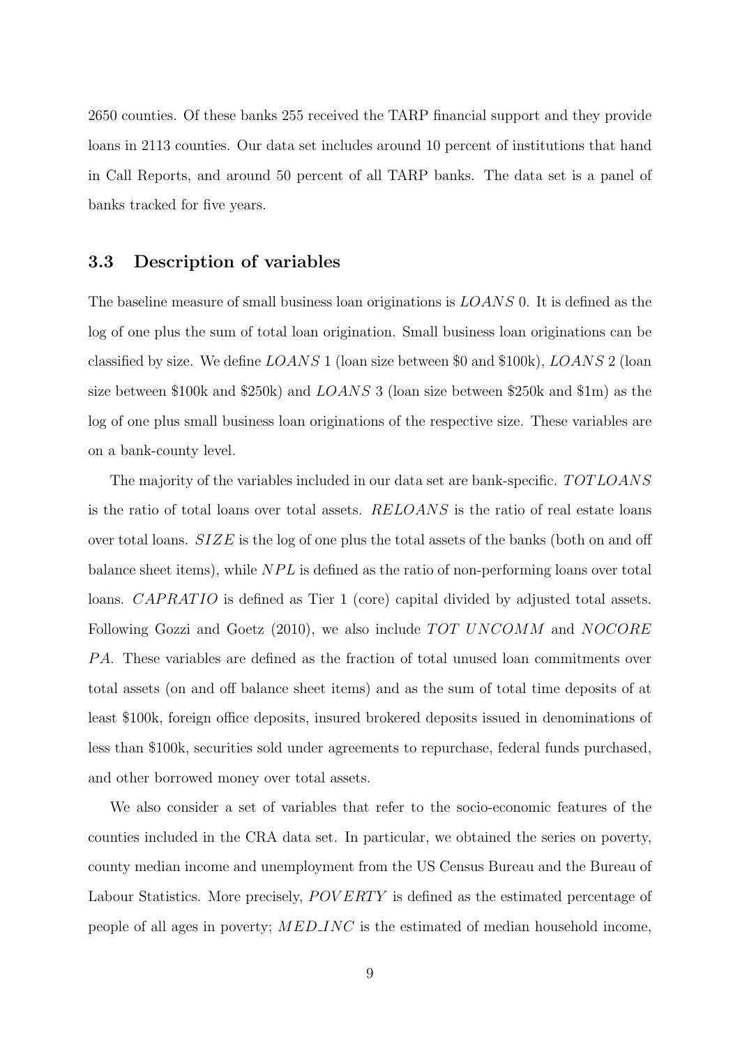2650 counties. Of these banks 255 received the TARP financial support and they provide loans in 2113 counties. Our data set includes around 10 percent of institutions that hand in Call Reports, and around 50 percent of all TARP banks. The data set is a panel of banks tracked for five years.

### 3.3 Description of variables

The baseline measure of small business loan originations is $LOANS$ 0. It is defined as the log of one plus the sum of total loan origination. Small business loan originations can be classified by size. We define $LOANS$ 1 (loan size between \$0 and \$100k), $LOANS$ 2 (loan size between \$100k and \$250k) and $LOANS$ 3 (loan size between \$250k and \$1m) as the log of one plus small business loan originations of the respective size. These variables are on a bank-county level.

The majority of the variables included in our data set are bank-specific. $TOTLOANS$ is the ratio of total loans over total assets. $RELOANS$ is the ratio of real estate loans over total loans. $SIZE$ is the log of one plus the total assets of the banks (both on and off balance sheet items), while $NPL$ is defined as the ratio of non-performing loans over total loans. $CAPRATIO$ is defined as Tier 1 (core) capital divided by adjusted total assets. Following Gozzi and Goetz (2010), we also include $TOT\ UNCOMM$ and $NOCORE\ PA$. These variables are defined as the fraction of total unused loan commitments over total assets (on and off balance sheet items) and as the sum of total time deposits of at least \$100k, foreign office deposits, insured brokered deposits issued in denominations of less than \$100k, securities sold under agreements to repurchase, federal funds purchased, and other borrowed money over total assets.

We also consider a set of variables that refer to the socio-economic features of the counties included in the CRA data set. In particular, we obtained the series on poverty, county median income and unemployment from the US Census Bureau and the Bureau of Labour Statistics. More precisely, $POVERTY$ is defined as the estimated percentage of people of all ages in poverty; $MED\_INC$ is the estimated of median household income,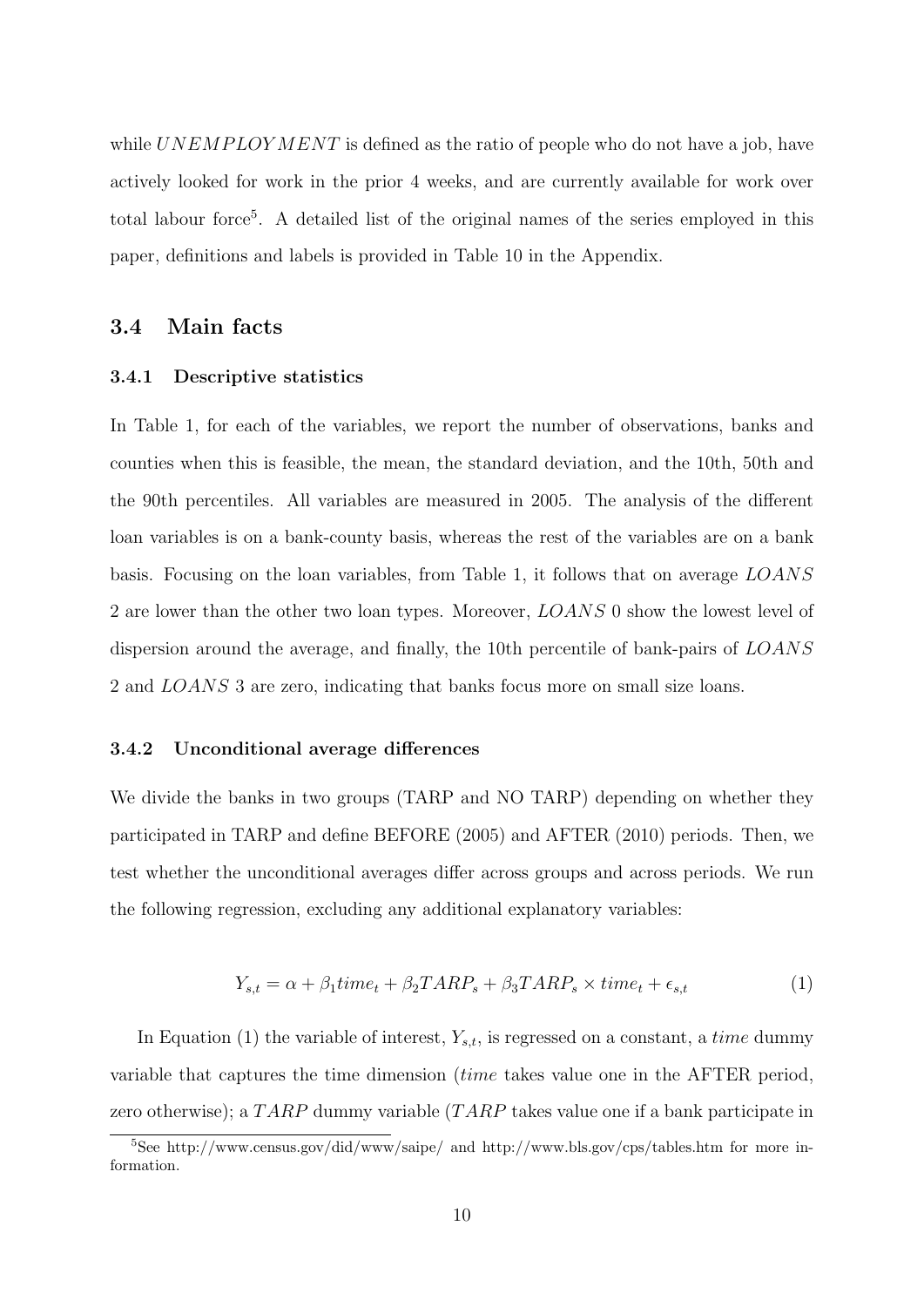while $UNEMPLOYMENT$ is defined as the ratio of people who do not have a job, have actively looked for work in the prior 4 weeks, and are currently available for work over total labour force[5]. A detailed list of the original names of the series employed in this paper, definitions and labels is provided in Table 10 in the Appendix.

## 3.4 Main facts

### 3.4.1 Descriptive statistics

In Table 1, for each of the variables, we report the number of observations, banks and counties when this is feasible, the mean, the standard deviation, and the 10th, 50th and the 90th percentiles. All variables are measured in 2005. The analysis of the different loan variables is on a bank-county basis, whereas the rest of the variables are on a bank basis. Focusing on the loan variables, from Table 1, it follows that on average $LOANS$ 2 are lower than the other two loan types. Moreover, $LOANS$ 0 show the lowest level of dispersion around the average, and finally, the 10th percentile of bank-pairs of $LOANS$ 2 and $LOANS$ 3 are zero, indicating that banks focus more on small size loans.

### 3.4.2 Unconditional average differences

We divide the banks in two groups (TARP and NO TARP) depending on whether they participated in TARP and define BEFORE (2005) and AFTER (2010) periods. Then, we test whether the unconditional averages differ across groups and across periods. We run the following regression, excluding any additional explanatory variables:

$$Y_{s,t} = \alpha + \beta_1 time_t + \beta_2 TARP_s + \beta_3 TARP_s \times time_t + \epsilon_{s,t} \tag{1}$$

In Equation (1) the variable of interest, $Y_{s,t}$, is regressed on a constant, a $time$ dummy variable that captures the time dimension ($time$ takes value one in the AFTER period, zero otherwise); a $TARP$ dummy variable ($TARP$ takes value one if a bank participate in

[5]See http://www.census.gov/did/www/saipe/ and http://www.bls.gov/cps/tables.htm for more information.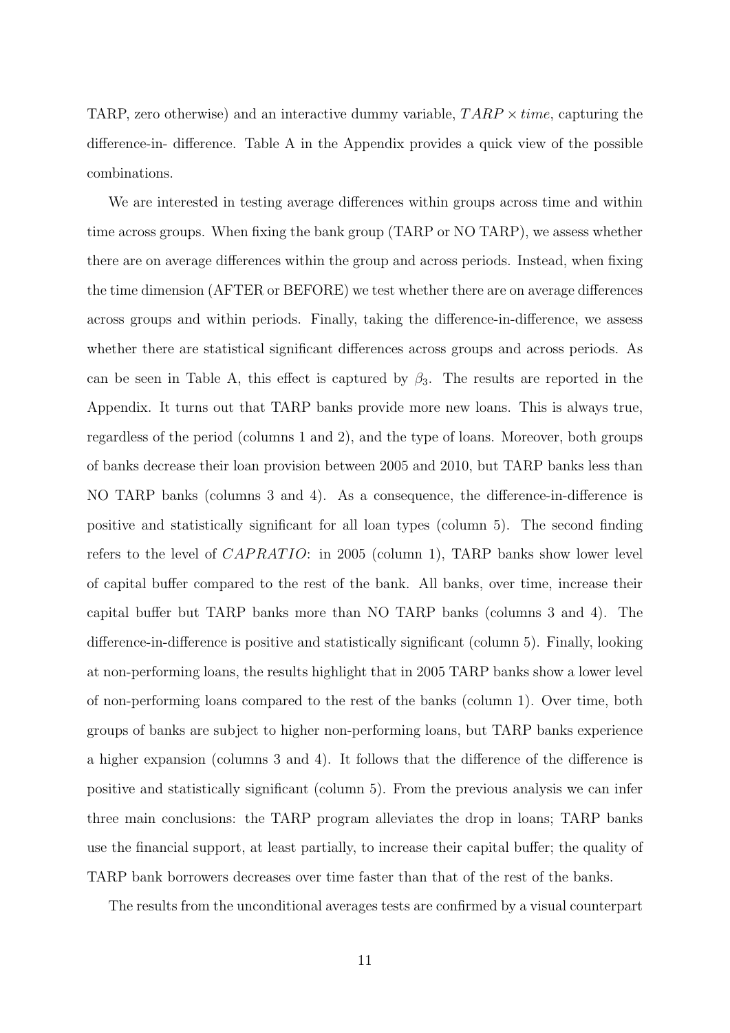TARP, zero otherwise) and an interactive dummy variable, $TARP \times time$, capturing the difference-in- difference. Table A in the Appendix provides a quick view of the possible combinations.

We are interested in testing average differences within groups across time and within time across groups. When fixing the bank group (TARP or NO TARP), we assess whether there are on average differences within the group and across periods. Instead, when fixing the time dimension (AFTER or BEFORE) we test whether there are on average differences across groups and within periods. Finally, taking the difference-in-difference, we assess whether there are statistical significant differences across groups and across periods. As can be seen in Table A, this effect is captured by $\beta_3$. The results are reported in the Appendix. It turns out that TARP banks provide more new loans. This is always true, regardless of the period (columns 1 and 2), and the type of loans. Moreover, both groups of banks decrease their loan provision between 2005 and 2010, but TARP banks less than NO TARP banks (columns 3 and 4). As a consequence, the difference-in-difference is positive and statistically significant for all loan types (column 5). The second finding refers to the level of $CAPRATIO$: in 2005 (column 1), TARP banks show lower level of capital buffer compared to the rest of the bank. All banks, over time, increase their capital buffer but TARP banks more than NO TARP banks (columns 3 and 4). The difference-in-difference is positive and statistically significant (column 5). Finally, looking at non-performing loans, the results highlight that in 2005 TARP banks show a lower level of non-performing loans compared to the rest of the banks (column 1). Over time, both groups of banks are subject to higher non-performing loans, but TARP banks experience a higher expansion (columns 3 and 4). It follows that the difference of the difference is positive and statistically significant (column 5). From the previous analysis we can infer three main conclusions: the TARP program alleviates the drop in loans; TARP banks use the financial support, at least partially, to increase their capital buffer; the quality of TARP bank borrowers decreases over time faster than that of the rest of the banks.

The results from the unconditional averages tests are confirmed by a visual counterpart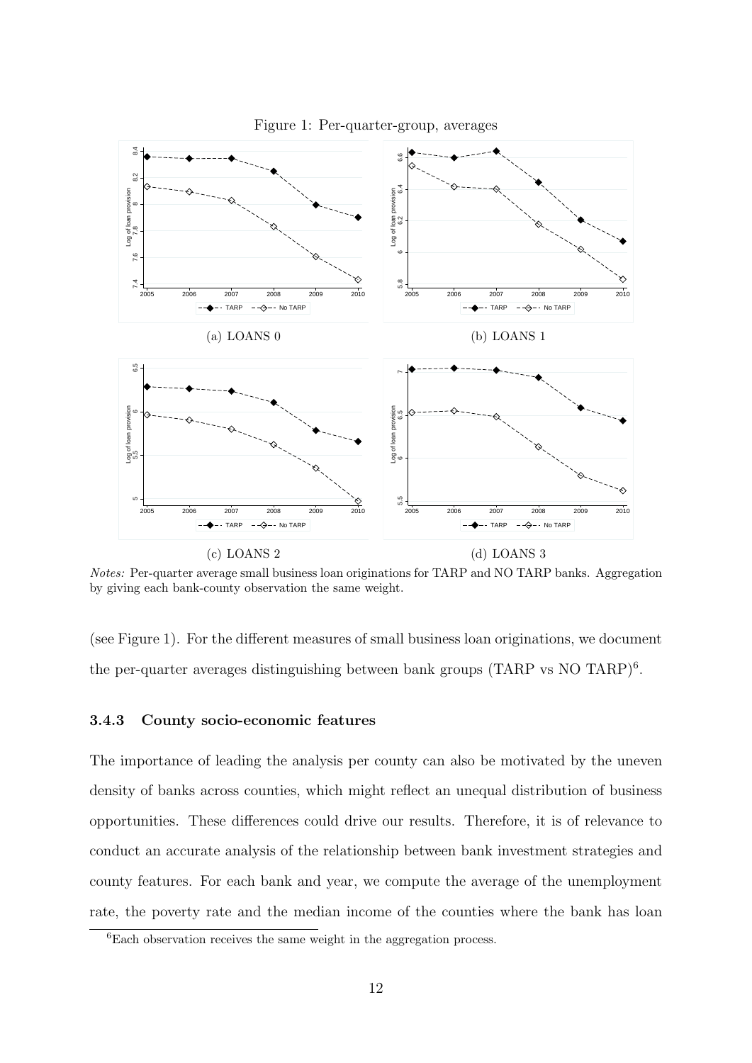Figure 1: Per-quarter-group, averages

(a) LOANS 0

(b) LOANS 1

(c) LOANS 2

(d) LOANS 3

*Notes:* Per-quarter average small business loan originations for TARP and NO TARP banks. Aggregation by giving each bank-county observation the same weight.

(see Figure 1). For the different measures of small business loan originations, we document the per-quarter averages distinguishing between bank groups (TARP vs NO TARP)[6].

### 3.4.3 County socio-economic features

The importance of leading the analysis per county can also be motivated by the uneven density of banks across counties, which might reflect an unequal distribution of business opportunities. These differences could drive our results. Therefore, it is of relevance to conduct an accurate analysis of the relationship between bank investment strategies and county features. For each bank and year, we compute the average of the unemployment rate, the poverty rate and the median income of the counties where the bank has loan

[6]Each observation receives the same weight in the aggregation process.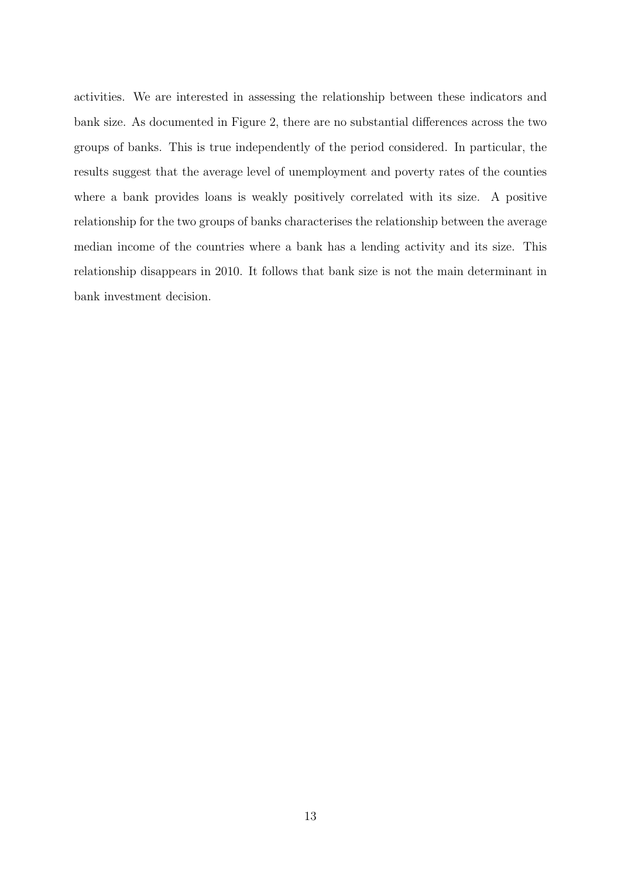activities. We are interested in assessing the relationship between these indicators and bank size. As documented in Figure 2, there are no substantial differences across the two groups of banks. This is true independently of the period considered. In particular, the results suggest that the average level of unemployment and poverty rates of the counties where a bank provides loans is weakly positively correlated with its size. A positive relationship for the two groups of banks characterises the relationship between the average median income of the countries where a bank has a lending activity and its size. This relationship disappears in 2010. It follows that bank size is not the main determinant in bank investment decision.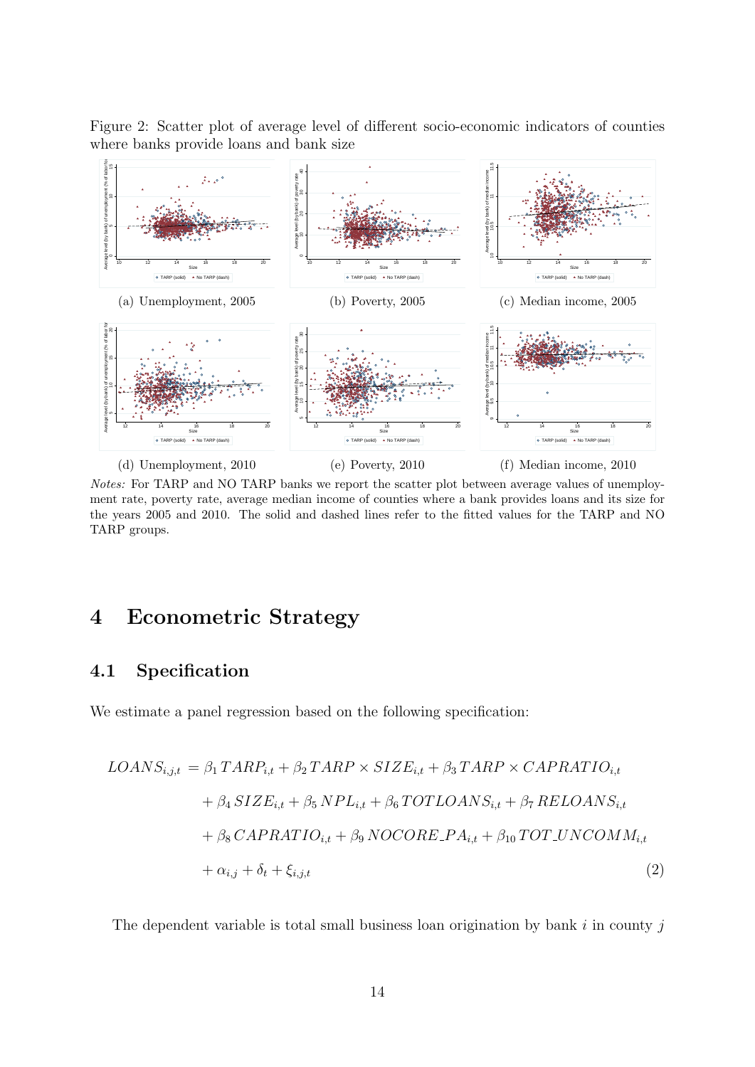Figure 2: Scatter plot of average level of different socio-economic indicators of counties where banks provide loans and bank size

(a) Unemployment, 2005

(b) Poverty, 2005

(c) Median income, 2005

(d) Unemployment, 2010

(e) Poverty, 2010

(f) Median income, 2010

*Notes:* For TARP and NO TARP banks we report the scatter plot between average values of unemployment rate, poverty rate, average median income of counties where a bank provides loans and its size for the years 2005 and 2010. The solid and dashed lines refer to the fitted values for the TARP and NO TARP groups.

# 4 Econometric Strategy

## 4.1 Specification

We estimate a panel regression based on the following specification:

$$\begin{aligned} LOANS_{i,j,t} =& \beta_1 TARP_{i,t} + \beta_2 TARP \times SIZE_{i,t} + \beta_3 TARP \times CAPRATIO_{i,t} \\ &+ \beta_4 SIZE_{i,t} + \beta_5 NPL_{i,t} + \beta_6 TOTLOANS_{i,t} + \beta_7 RELOANS_{i,t} \\ &+ \beta_8 CAPRATIO_{i,t} + \beta_9 NOCORE\_PA_{i,t} + \beta_{10} TOT\_UNCOMM_{i,t} \\ &+ \alpha_{i,j} + \delta_t + \xi_{i,j,t} \end{aligned} \tag{2}$$

The dependent variable is total small business loan origination by bank $i$ in county $j$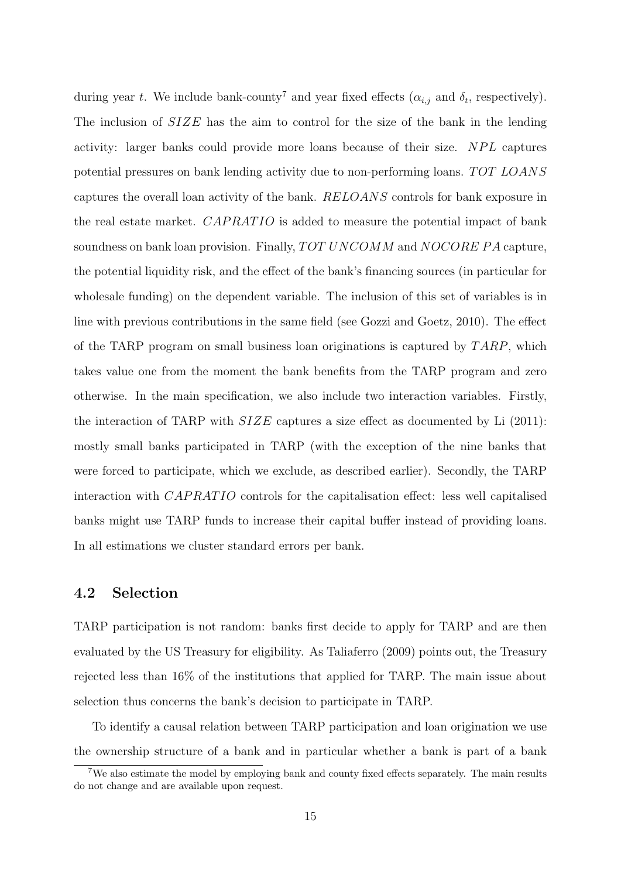during year $t$. We include bank-county[7] and year fixed effects ($\alpha_{i,j}$ and $\delta_t$, respectively). The inclusion of $SIZE$ has the aim to control for the size of the bank in the lending activity: larger banks could provide more loans because of their size. $NPL$ captures potential pressures on bank lending activity due to non-performing loans. $TOT\ LOANS$ captures the overall loan activity of the bank. $RELOANS$ controls for bank exposure in the real estate market. $CAPRATIO$ is added to measure the potential impact of bank soundness on bank loan provision. Finally, $TOT\ UNCOMM$ and $NOCORE\ PA$ capture, the potential liquidity risk, and the effect of the bank's financing sources (in particular for wholesale funding) on the dependent variable. The inclusion of this set of variables is in line with previous contributions in the same field (see Gozzi and Goetz, 2010). The effect of the TARP program on small business loan originations is captured by $TARP$, which takes value one from the moment the bank benefits from the TARP program and zero otherwise. In the main specification, we also include two interaction variables. Firstly, the interaction of TARP with $SIZE$ captures a size effect as documented by Li (2011): mostly small banks participated in TARP (with the exception of the nine banks that were forced to participate, which we exclude, as described earlier). Secondly, the TARP interaction with $CAPRATIO$ controls for the capitalisation effect: less well capitalised banks might use TARP funds to increase their capital buffer instead of providing loans. In all estimations we cluster standard errors per bank.

## 4.2 Selection

TARP participation is not random: banks first decide to apply for TARP and are then evaluated by the US Treasury for eligibility. As Taliaferro (2009) points out, the Treasury rejected less than 16% of the institutions that applied for TARP. The main issue about selection thus concerns the bank's decision to participate in TARP.

To identify a causal relation between TARP participation and loan origination we use the ownership structure of a bank and in particular whether a bank is part of a bank

[7] We also estimate the model by employing bank and county fixed effects separately. The main results do not change and are available upon request.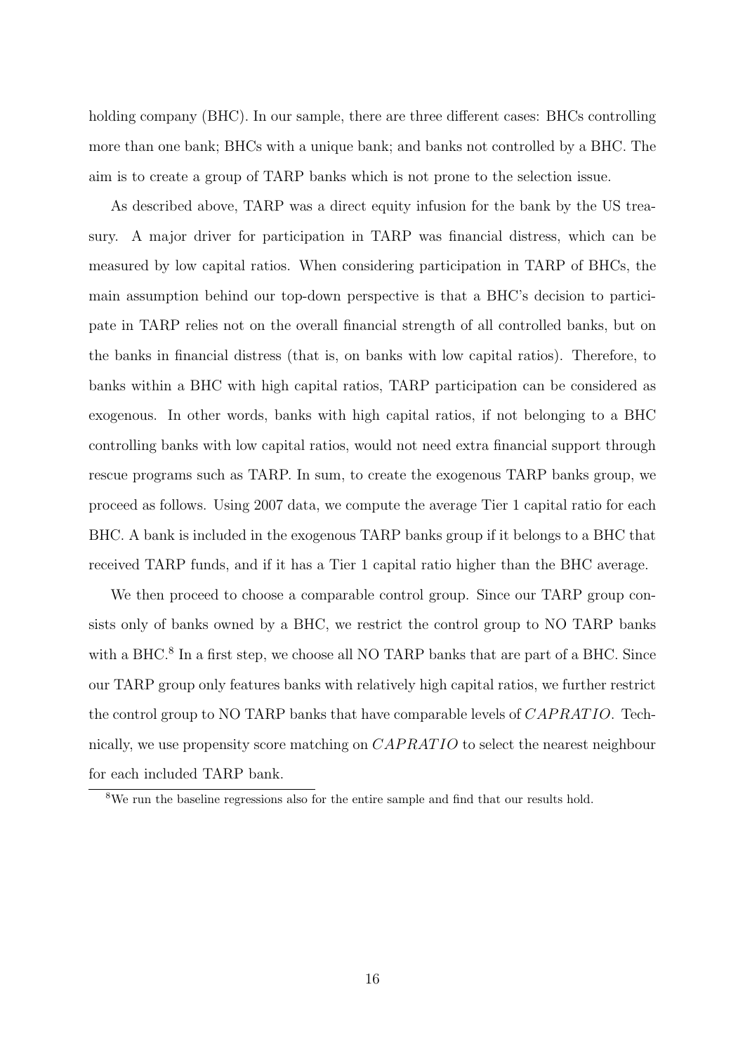holding company (BHC). In our sample, there are three different cases: BHCs controlling more than one bank; BHCs with a unique bank; and banks not controlled by a BHC. The aim is to create a group of TARP banks which is not prone to the selection issue.

As described above, TARP was a direct equity infusion for the bank by the US treasury. A major driver for participation in TARP was financial distress, which can be measured by low capital ratios. When considering participation in TARP of BHCs, the main assumption behind our top-down perspective is that a BHC's decision to participate in TARP relies not on the overall financial strength of all controlled banks, but on the banks in financial distress (that is, on banks with low capital ratios). Therefore, to banks within a BHC with high capital ratios, TARP participation can be considered as exogenous. In other words, banks with high capital ratios, if not belonging to a BHC controlling banks with low capital ratios, would not need extra financial support through rescue programs such as TARP. In sum, to create the exogenous TARP banks group, we proceed as follows. Using 2007 data, we compute the average Tier 1 capital ratio for each BHC. A bank is included in the exogenous TARP banks group if it belongs to a BHC that received TARP funds, and if it has a Tier 1 capital ratio higher than the BHC average.

We then proceed to choose a comparable control group. Since our TARP group consists only of banks owned by a BHC, we restrict the control group to NO TARP banks with a BHC.[8] In a first step, we choose all NO TARP banks that are part of a BHC. Since our TARP group only features banks with relatively high capital ratios, we further restrict the control group to NO TARP banks that have comparable levels of $CAPRATIO$. Technically, we use propensity score matching on $CAPRATIO$ to select the nearest neighbour for each included TARP bank.

[8]We run the baseline regressions also for the entire sample and find that our results hold.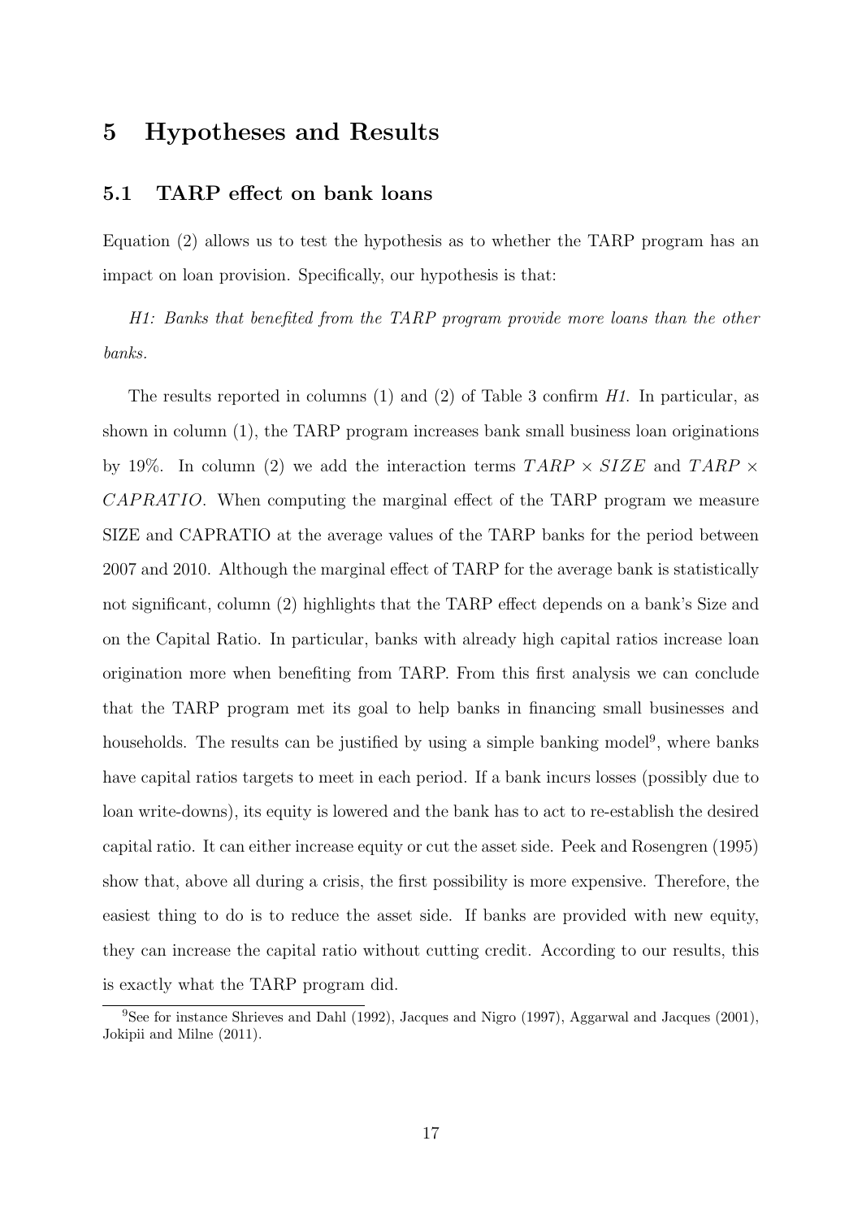# 5 Hypotheses and Results

## 5.1 TARP effect on bank loans

Equation (2) allows us to test the hypothesis as to whether the TARP program has an impact on loan provision. Specifically, our hypothesis is that:

*H1: Banks that benefited from the TARP program provide more loans than the other banks.*

The results reported in columns (1) and (2) of Table 3 confirm *H1*. In particular, as shown in column (1), the TARP program increases bank small business loan originations by 19%. In column (2) we add the interaction terms $TARP \times SIZE$ and $TARP \times CAPRATIO$. When computing the marginal effect of the TARP program we measure SIZE and CAPRATIO at the average values of the TARP banks for the period between 2007 and 2010. Although the marginal effect of TARP for the average bank is statistically not significant, column (2) highlights that the TARP effect depends on a bank's Size and on the Capital Ratio. In particular, banks with already high capital ratios increase loan origination more when benefiting from TARP. From this first analysis we can conclude that the TARP program met its goal to help banks in financing small businesses and households. The results can be justified by using a simple banking model[9], where banks have capital ratios targets to meet in each period. If a bank incurs losses (possibly due to loan write-downs), its equity is lowered and the bank has to act to re-establish the desired capital ratio. It can either increase equity or cut the asset side. Peek and Rosengren (1995) show that, above all during a crisis, the first possibility is more expensive. Therefore, the easiest thing to do is to reduce the asset side. If banks are provided with new equity, they can increase the capital ratio without cutting credit. According to our results, this is exactly what the TARP program did.

[9] See for instance Shrieves and Dahl (1992), Jacques and Nigro (1997), Aggarwal and Jacques (2001), Jokipii and Milne (2011).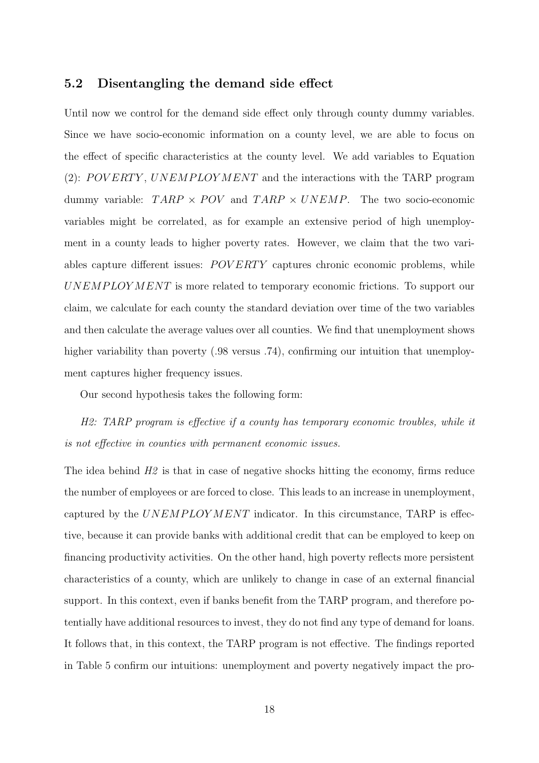## 5.2 Disentangling the demand side effect

Until now we control for the demand side effect only through county dummy variables. Since we have socio-economic information on a county level, we are able to focus on the effect of specific characteristics at the county level. We add variables to Equation (2): $POVERTY$, $UNEMPLOYMENT$ and the interactions with the TARP program dummy variable: $TARP \times POV$ and $TARP \times UNEMP$. The two socio-economic variables might be correlated, as for example an extensive period of high unemployment in a county leads to higher poverty rates. However, we claim that the two variables capture different issues: $POVERTY$ captures chronic economic problems, while $UNEMPLOYMENT$ is more related to temporary economic frictions. To support our claim, we calculate for each county the standard deviation over time of the two variables and then calculate the average values over all counties. We find that unemployment shows higher variability than poverty (.98 versus .74), confirming our intuition that unemployment captures higher frequency issues.

Our second hypothesis takes the following form:

*H2: TARP program is effective if a county has temporary economic troubles, while it is not effective in counties with permanent economic issues.*

The idea behind *H2* is that in case of negative shocks hitting the economy, firms reduce the number of employees or are forced to close. This leads to an increase in unemployment, captured by the $UNEMPLOYMENT$ indicator. In this circumstance, TARP is effective, because it can provide banks with additional credit that can be employed to keep on financing productivity activities. On the other hand, high poverty reflects more persistent characteristics of a county, which are unlikely to change in case of an external financial support. In this context, even if banks benefit from the TARP program, and therefore potentially have additional resources to invest, they do not find any type of demand for loans. It follows that, in this context, the TARP program is not effective. The findings reported in Table 5 confirm our intuitions: unemployment and poverty negatively impact the pro-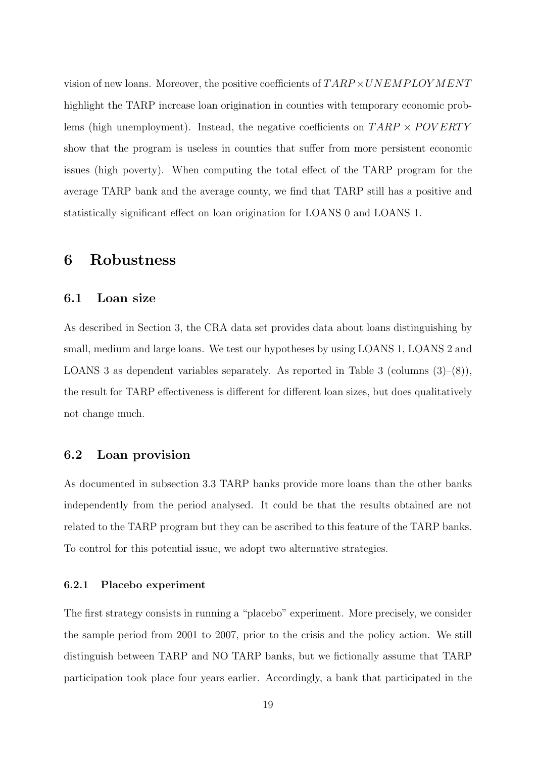vision of new loans. Moreover, the positive coefficients of $TARP \times UNEMPLOYMENT$ highlight the TARP increase loan origination in counties with temporary economic problems (high unemployment). Instead, the negative coefficients on $TARP \times POVERTY$ show that the program is useless in counties that suffer from more persistent economic issues (high poverty). When computing the total effect of the TARP program for the average TARP bank and the average county, we find that TARP still has a positive and statistically significant effect on loan origination for LOANS 0 and LOANS 1.

# 6 Robustness

## 6.1 Loan size

As described in Section 3, the CRA data set provides data about loans distinguishing by small, medium and large loans. We test our hypotheses by using LOANS 1, LOANS 2 and LOANS 3 as dependent variables separately. As reported in Table 3 (columns (3)–(8)), the result for TARP effectiveness is different for different loan sizes, but does qualitatively not change much.

## 6.2 Loan provision

As documented in subsection 3.3 TARP banks provide more loans than the other banks independently from the period analysed. It could be that the results obtained are not related to the TARP program but they can be ascribed to this feature of the TARP banks. To control for this potential issue, we adopt two alternative strategies.

### 6.2.1 Placebo experiment

The first strategy consists in running a "placebo" experiment. More precisely, we consider the sample period from 2001 to 2007, prior to the crisis and the policy action. We still distinguish between TARP and NO TARP banks, but we fictionally assume that TARP participation took place four years earlier. Accordingly, a bank that participated in the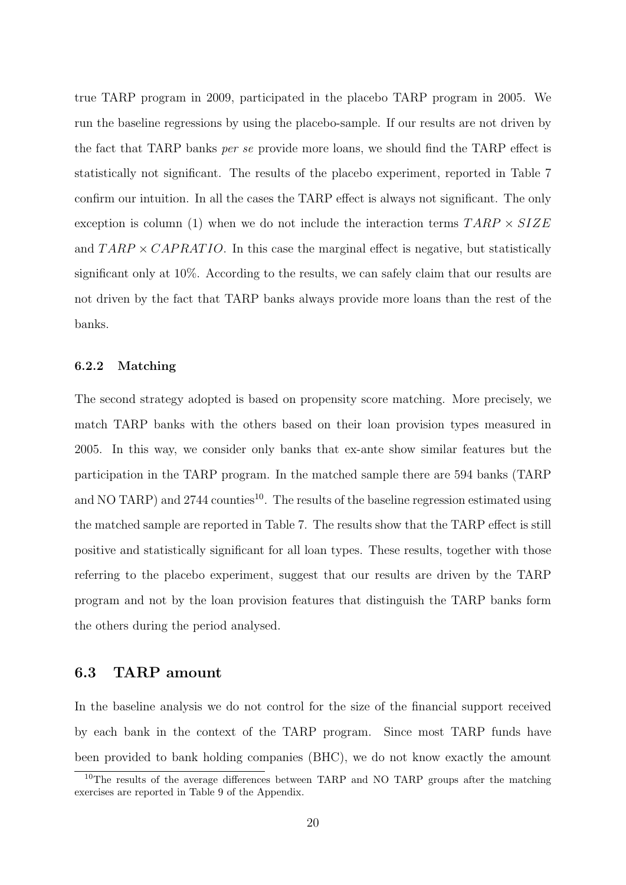true TARP program in 2009, participated in the placebo TARP program in 2005. We run the baseline regressions by using the placebo-sample. If our results are not driven by the fact that TARP banks *per se* provide more loans, we should find the TARP effect is statistically not significant. The results of the placebo experiment, reported in Table 7 confirm our intuition. In all the cases the TARP effect is always not significant. The only exception is column (1) when we do not include the interaction terms $TARP \times SIZE$ and $TARP \times CAPRATIO$. In this case the marginal effect is negative, but statistically significant only at 10%. According to the results, we can safely claim that our results are not driven by the fact that TARP banks always provide more loans than the rest of the banks.

#### 6.2.2 Matching

The second strategy adopted is based on propensity score matching. More precisely, we match TARP banks with the others based on their loan provision types measured in 2005. In this way, we consider only banks that ex-ante show similar features but the participation in the TARP program. In the matched sample there are 594 banks (TARP and NO TARP) and 2744 counties[10]. The results of the baseline regression estimated using the matched sample are reported in Table 7. The results show that the TARP effect is still positive and statistically significant for all loan types. These results, together with those referring to the placebo experiment, suggest that our results are driven by the TARP program and not by the loan provision features that distinguish the TARP banks form the others during the period analysed.

### 6.3 TARP amount

In the baseline analysis we do not control for the size of the financial support received by each bank in the context of the TARP program. Since most TARP funds have been provided to bank holding companies (BHC), we do not know exactly the amount

[10]The results of the average differences between TARP and NO TARP groups after the matching exercises are reported in Table 9 of the Appendix.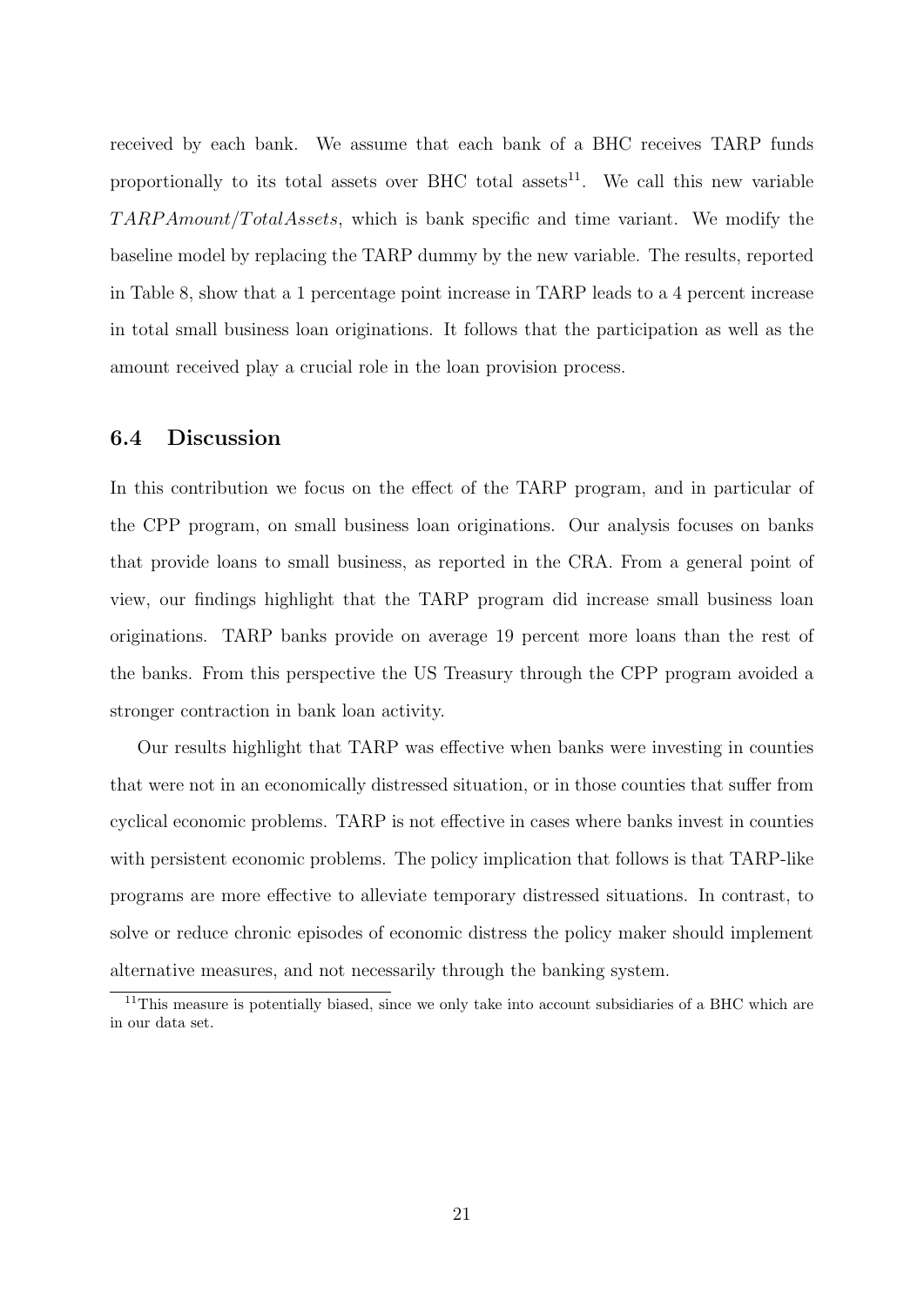received by each bank. We assume that each bank of a BHC receives TARP funds proportionally to its total assets over BHC total assets[11]. We call this new variable $TARPAmount/TotalAssets$, which is bank specific and time variant. We modify the baseline model by replacing the TARP dummy by the new variable. The results, reported in Table 8, show that a 1 percentage point increase in TARP leads to a 4 percent increase in total small business loan originations. It follows that the participation as well as the amount received play a crucial role in the loan provision process.

### 6.4 Discussion

In this contribution we focus on the effect of the TARP program, and in particular of the CPP program, on small business loan originations. Our analysis focuses on banks that provide loans to small business, as reported in the CRA. From a general point of view, our findings highlight that the TARP program did increase small business loan originations. TARP banks provide on average 19 percent more loans than the rest of the banks. From this perspective the US Treasury through the CPP program avoided a stronger contraction in bank loan activity.

Our results highlight that TARP was effective when banks were investing in counties that were not in an economically distressed situation, or in those counties that suffer from cyclical economic problems. TARP is not effective in cases where banks invest in counties with persistent economic problems. The policy implication that follows is that TARP-like programs are more effective to alleviate temporary distressed situations. In contrast, to solve or reduce chronic episodes of economic distress the policy maker should implement alternative measures, and not necessarily through the banking system.

[11] This measure is potentially biased, since we only take into account subsidiaries of a BHC which are in our data set.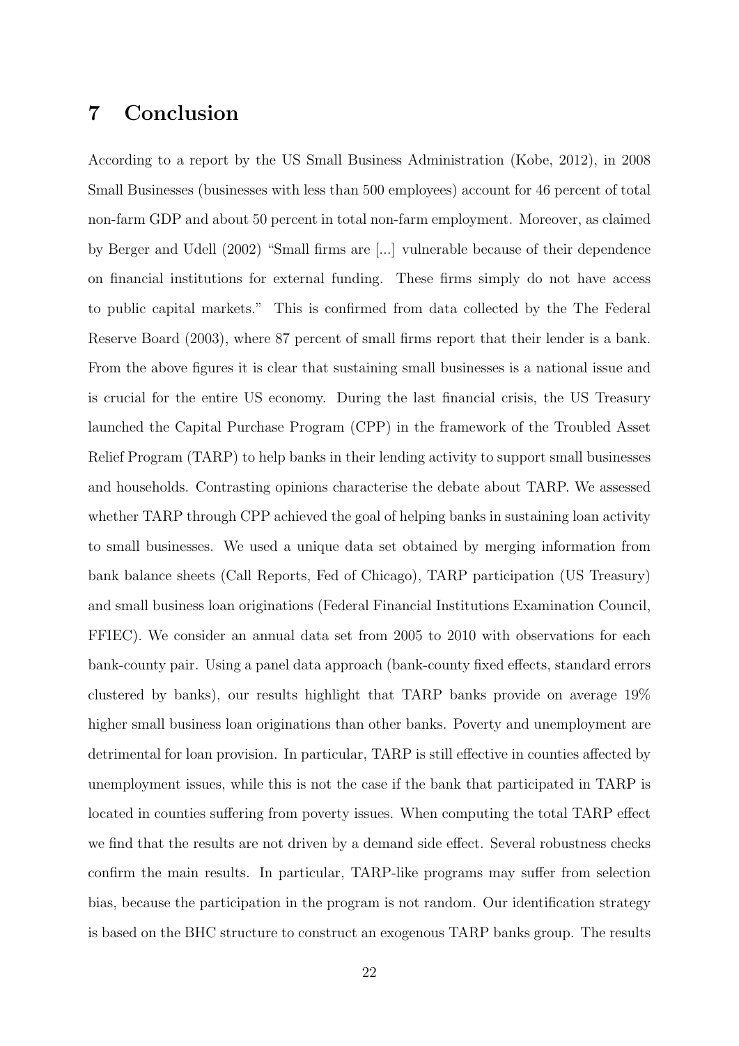## 7 Conclusion

According to a report by the US Small Business Administration (Kobe, 2012), in 2008 Small Businesses (businesses with less than 500 employees) account for 46 percent of total non-farm GDP and about 50 percent in total non-farm employment. Moreover, as claimed by Berger and Udell (2002) "Small firms are [...] vulnerable because of their dependence on financial institutions for external funding. These firms simply do not have access to public capital markets." This is confirmed from data collected by the The Federal Reserve Board (2003), where 87 percent of small firms report that their lender is a bank. From the above figures it is clear that sustaining small businesses is a national issue and is crucial for the entire US economy. During the last financial crisis, the US Treasury launched the Capital Purchase Program (CPP) in the framework of the Troubled Asset Relief Program (TARP) to help banks in their lending activity to support small businesses and households. Contrasting opinions characterise the debate about TARP. We assessed whether TARP through CPP achieved the goal of helping banks in sustaining loan activity to small businesses. We used a unique data set obtained by merging information from bank balance sheets (Call Reports, Fed of Chicago), TARP participation (US Treasury) and small business loan originations (Federal Financial Institutions Examination Council, FFIEC). We consider an annual data set from 2005 to 2010 with observations for each bank-county pair. Using a panel data approach (bank-county fixed effects, standard errors clustered by banks), our results highlight that TARP banks provide on average 19% higher small business loan originations than other banks. Poverty and unemployment are detrimental for loan provision. In particular, TARP is still effective in counties affected by unemployment issues, while this is not the case if the bank that participated in TARP is located in counties suffering from poverty issues. When computing the total TARP effect we find that the results are not driven by a demand side effect. Several robustness checks confirm the main results. In particular, TARP-like programs may suffer from selection bias, because the participation in the program is not random. Our identification strategy is based on the BHC structure to construct an exogenous TARP banks group. The results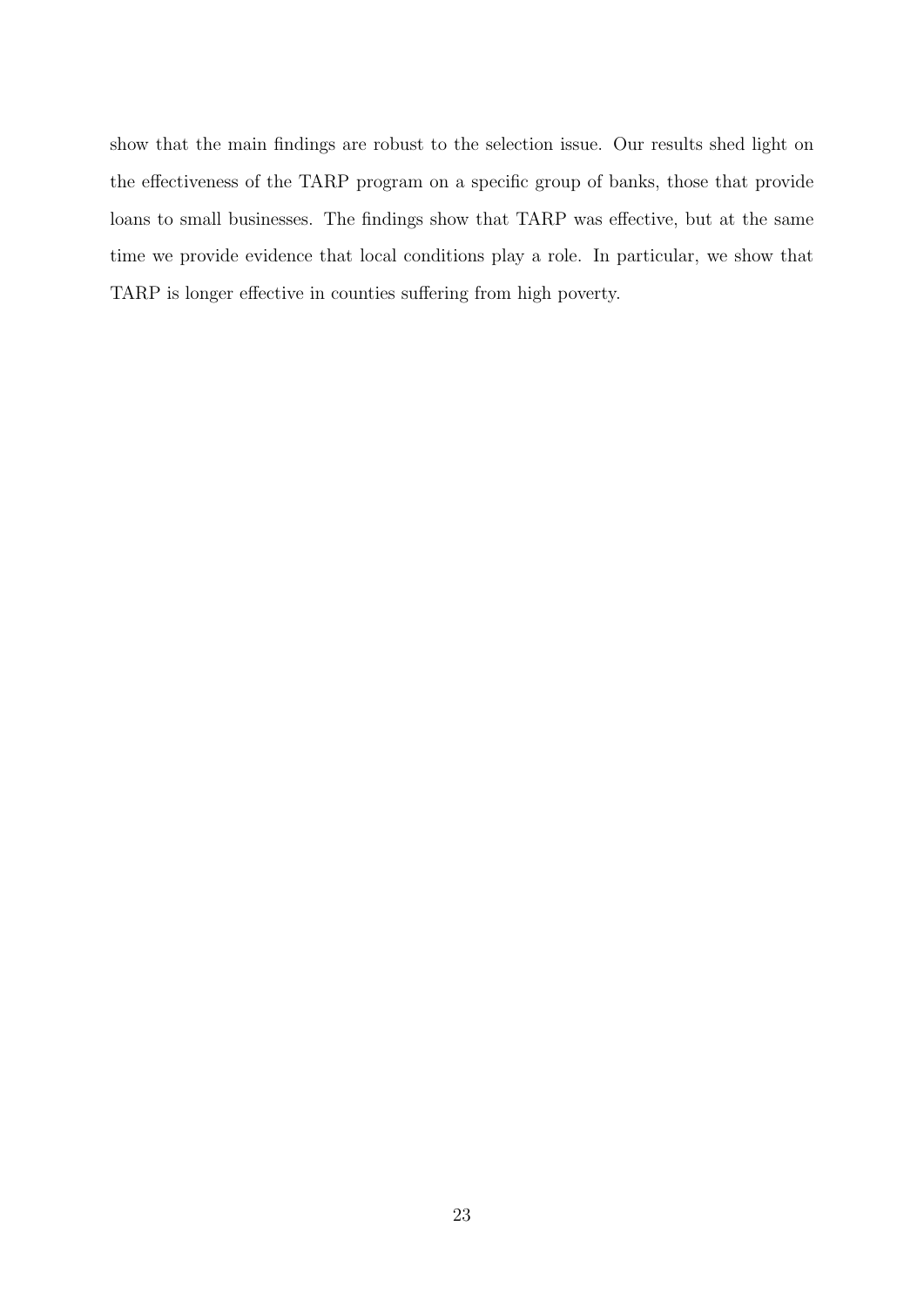show that the main findings are robust to the selection issue. Our results shed light on the effectiveness of the TARP program on a specific group of banks, those that provide loans to small businesses. The findings show that TARP was effective, but at the same time we provide evidence that local conditions play a role. In particular, we show that TARP is longer effective in counties suffering from high poverty.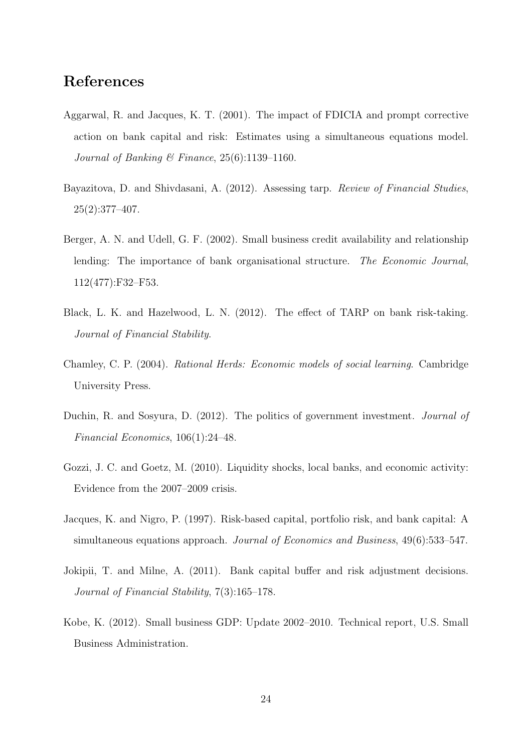# References

Aggarwal, R. and Jacques, K. T. (2001). The impact of FDICIA and prompt corrective action on bank capital and risk: Estimates using a simultaneous equations model. *Journal of Banking & Finance*, 25(6):1139–1160.

Bayazitova, D. and Shivdasani, A. (2012). Assessing tarp. *Review of Financial Studies*, 25(2):377–407.

Berger, A. N. and Udell, G. F. (2002). Small business credit availability and relationship lending: The importance of bank organisational structure. *The Economic Journal*, 112(477):F32–F53.

Black, L. K. and Hazelwood, L. N. (2012). The effect of TARP on bank risk-taking. *Journal of Financial Stability*.

Chamley, C. P. (2004). *Rational Herds: Economic models of social learning*. Cambridge University Press.

Duchin, R. and Sosyura, D. (2012). The politics of government investment. *Journal of Financial Economics*, 106(1):24–48.

Gozzi, J. C. and Goetz, M. (2010). Liquidity shocks, local banks, and economic activity: Evidence from the 2007–2009 crisis.

Jacques, K. and Nigro, P. (1997). Risk-based capital, portfolio risk, and bank capital: A simultaneous equations approach. *Journal of Economics and Business*, 49(6):533–547.

Jokipii, T. and Milne, A. (2011). Bank capital buffer and risk adjustment decisions. *Journal of Financial Stability*, 7(3):165–178.

Kobe, K. (2012). Small business GDP: Update 2002–2010. Technical report, U.S. Small Business Administration.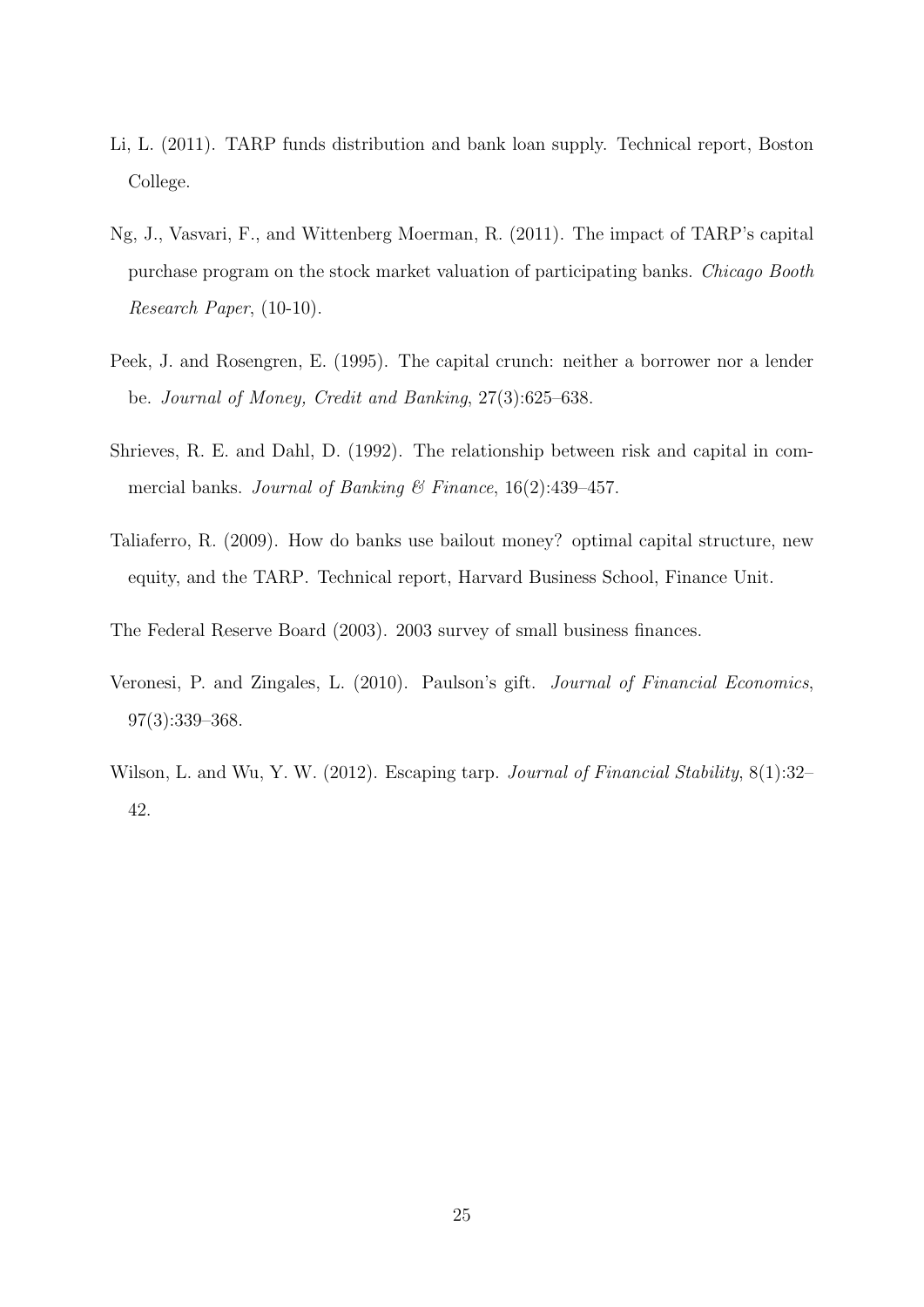Li, L. (2011). TARP funds distribution and bank loan supply. Technical report, Boston College.

Ng, J., Vasvari, F., and Wittenberg Moerman, R. (2011). The impact of TARP's capital purchase program on the stock market valuation of participating banks. *Chicago Booth Research Paper*, (10-10).

Peek, J. and Rosengren, E. (1995). The capital crunch: neither a borrower nor a lender be. *Journal of Money, Credit and Banking*, 27(3):625–638.

Shrieves, R. E. and Dahl, D. (1992). The relationship between risk and capital in commercial banks. *Journal of Banking & Finance*, 16(2):439–457.

Taliaferro, R. (2009). How do banks use bailout money? optimal capital structure, new equity, and the TARP. Technical report, Harvard Business School, Finance Unit.

The Federal Reserve Board (2003). 2003 survey of small business finances.

Veronesi, P. and Zingales, L. (2010). Paulson's gift. *Journal of Financial Economics*, 97(3):339–368.

Wilson, L. and Wu, Y. W. (2012). Escaping tarp. *Journal of Financial Stability*, 8(1):32–42.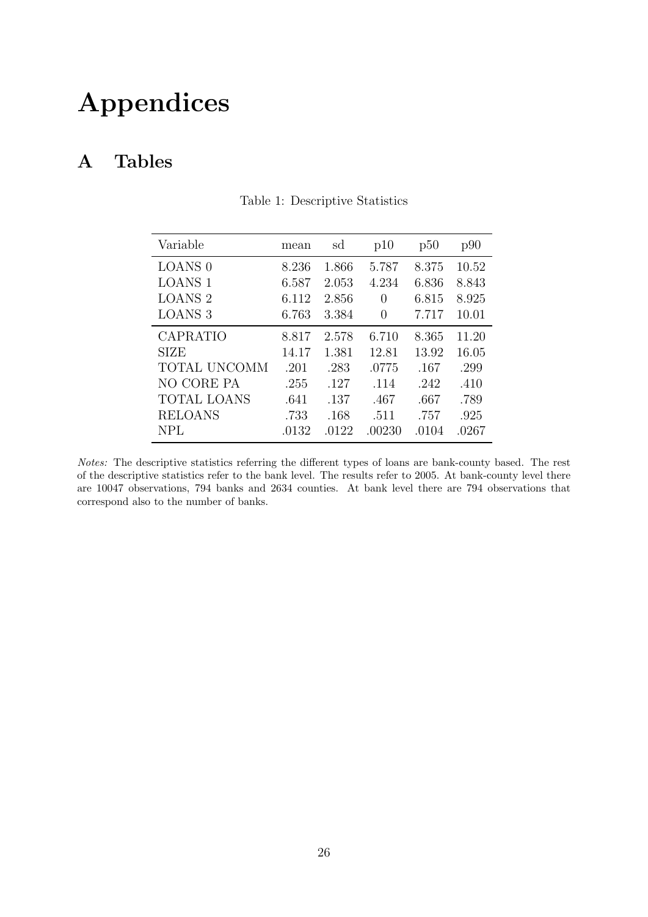# Appendices

## A Tables

Table 1: Descriptive Statistics

| Variable | mean | sd | p10 | p50 | p90 |
|---|---|---|---|---|---|
| LOANS 0 | 8.236 | 1.866 | 5.787 | 8.375 | 10.52 |
| LOANS 1 | 6.587 | 2.053 | 4.234 | 6.836 | 8.843 |
| LOANS 2 | 6.112 | 2.856 | 0 | 6.815 | 8.925 |
| LOANS 3 | 6.763 | 3.384 | 0 | 7.717 | 10.01 |
| CAPRATIO | 8.817 | 2.578 | 6.710 | 8.365 | 11.20 |
| SIZE | 14.17 | 1.381 | 12.81 | 13.92 | 16.05 |
| TOTAL UNCOMM | .201 | .283 | .0775 | .167 | .299 |
| NO CORE PA | .255 | .127 | .114 | .242 | .410 |
| TOTAL LOANS | .641 | .137 | .467 | .667 | .789 |
| RELOANS | .733 | .168 | .511 | .757 | .925 |
| NPL | .0132 | .0122 | .00230 | .0104 | .0267 |

*Notes:* The descriptive statistics referring the different types of loans are bank-county based. The rest of the descriptive statistics refer to the bank level. The results refer to 2005. At bank-county level there are 10047 observations, 794 banks and 2634 counties. At bank level there are 794 observations that correspond also to the number of banks.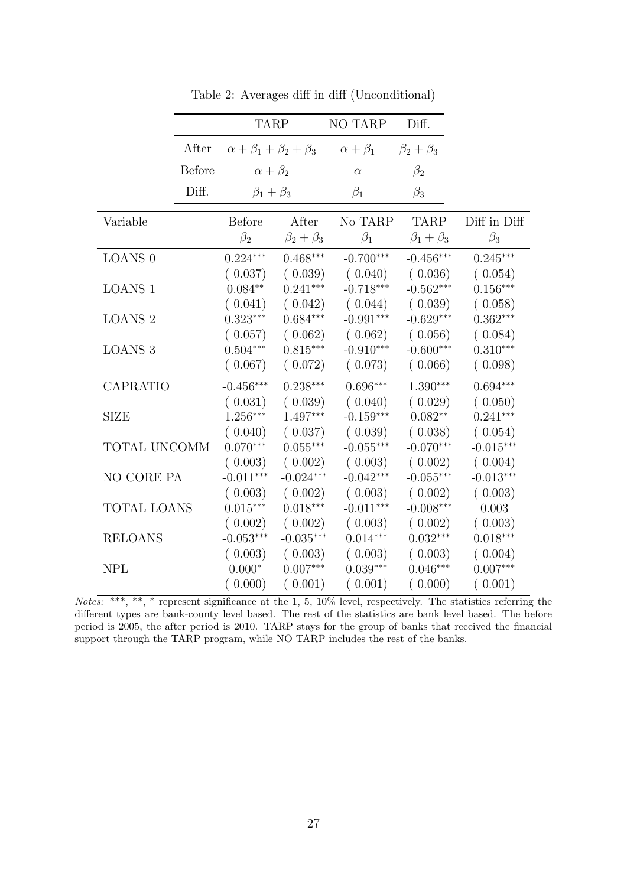Table 2: Averages diff in diff (Unconditional)

| | TARP | NO TARP | Diff. |
|---|---|---|---|
| After | $\alpha+\beta_1+\beta_2+\beta_3$ | $\alpha+\beta_1$ | $\beta_2+\beta_3$ |
| Before | $\alpha+\beta_2$ | $\alpha$ | $\beta_2$ |
| Diff. | $\beta_1+\beta_3$ | $\beta_1$ | $\beta_3$ |

| Variable | Before $\beta_2$ | After $\beta_2+\beta_3$ | No TARP $\beta_1$ | TARP $\beta_1+\beta_3$ | Diff in Diff $\beta_3$ |
|---|---|---|---|---|---|
| LOANS 0 | 0.224*** | 0.468*** | -0.700*** | -0.456*** | 0.245*** |
| | ( 0.037) | ( 0.039) | ( 0.040) | ( 0.036) | ( 0.054) |
| LOANS 1 | 0.084** | 0.241*** | -0.718*** | -0.562*** | 0.156*** |
| | ( 0.041) | ( 0.042) | ( 0.044) | ( 0.039) | ( 0.058) |
| LOANS 2 | 0.323*** | 0.684*** | -0.991*** | -0.629*** | 0.362*** |
| | ( 0.057) | ( 0.062) | ( 0.062) | ( 0.056) | ( 0.084) |
| LOANS 3 | 0.504*** | 0.815*** | -0.910*** | -0.600*** | 0.310*** |
| | ( 0.067) | ( 0.072) | ( 0.073) | ( 0.066) | ( 0.098) |
| CAPRATIO | -0.456*** | 0.238*** | 0.696*** | 1.390*** | 0.694*** |
| | ( 0.031) | ( 0.039) | ( 0.040) | ( 0.029) | ( 0.050) |
| SIZE | 1.256*** | 1.497*** | -0.159*** | 0.082** | 0.241*** |
| | ( 0.040) | ( 0.037) | ( 0.039) | ( 0.038) | ( 0.054) |
| TOTAL UNCOMM | 0.070*** | 0.055*** | -0.055*** | -0.070*** | -0.015*** |
| | ( 0.003) | ( 0.002) | ( 0.003) | ( 0.002) | ( 0.004) |
| NO CORE PA | -0.011*** | -0.024*** | -0.042*** | -0.055*** | -0.013*** |
| | ( 0.003) | ( 0.002) | ( 0.003) | ( 0.002) | ( 0.003) |
| TOTAL LOANS | 0.015*** | 0.018*** | -0.011*** | -0.008*** | 0.003 |
| | ( 0.002) | ( 0.002) | ( 0.003) | ( 0.002) | ( 0.003) |
| RELOANS | -0.053*** | -0.035*** | 0.014*** | 0.032*** | 0.018*** |
| | ( 0.003) | ( 0.003) | ( 0.003) | ( 0.003) | ( 0.004) |
| NPL | 0.000* | 0.007*** | 0.039*** | 0.046*** | 0.007*** |
| | ( 0.000) | ( 0.001) | ( 0.001) | ( 0.000) | ( 0.001) |

*Notes:* ***, **, * represent significance at the 1, 5, 10% level, respectively. The statistics referring the different types are bank-county level based. The rest of the statistics are bank level based. The before period is 2005, the after period is 2010. TARP stays for the group of banks that received the financial support through the TARP program, while NO TARP includes the rest of the banks.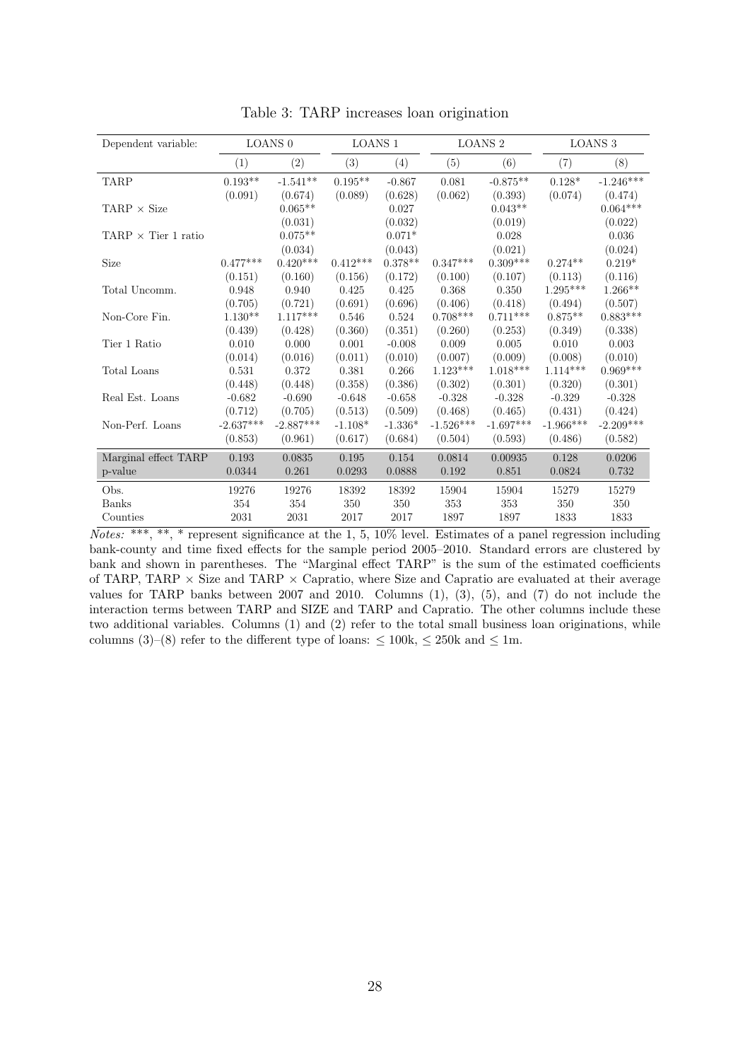Table 3: TARP increases loan origination

| Dependent variable: | LOANS 0 | | LOANS 1 | | LOANS 2 | | LOANS 3 | |
|---|---|---|---|---|---|---|---|---|
| | (1) | (2) | (3) | (4) | (5) | (6) | (7) | (8) |
| TARP | 0.193** | -1.541** | 0.195** | -0.867 | 0.081 | -0.875** | 0.128* | -1.246*** |
| | (0.091) | (0.674) | (0.089) | (0.628) | (0.062) | (0.393) | (0.074) | (0.474) |
| TARP × Size | | 0.065** | | 0.027 | | 0.043** | | 0.064*** |
| | | (0.031) | | (0.032) | | (0.019) | | (0.022) |
| TARP × Tier 1 ratio | | 0.075** | | 0.071* | | 0.028 | | 0.036 |
| | | (0.034) | | (0.043) | | (0.021) | | (0.024) |
| Size | 0.477*** | 0.420*** | 0.412*** | 0.378** | 0.347*** | 0.309*** | 0.274** | 0.219* |
| | (0.151) | (0.160) | (0.156) | (0.172) | (0.100) | (0.107) | (0.113) | (0.116) |
| Total Uncomm. | 0.948 | 0.940 | 0.425 | 0.425 | 0.368 | 0.350 | 1.295*** | 1.266** |
| | (0.705) | (0.721) | (0.691) | (0.696) | (0.406) | (0.418) | (0.494) | (0.507) |
| Non-Core Fin. | 1.130** | 1.117*** | 0.546 | 0.524 | 0.708*** | 0.711*** | 0.875** | 0.883*** |
| | (0.439) | (0.428) | (0.360) | (0.351) | (0.260) | (0.253) | (0.349) | (0.338) |
| Tier 1 Ratio | 0.010 | 0.000 | 0.001 | -0.008 | 0.009 | 0.005 | 0.010 | 0.003 |
| | (0.014) | (0.016) | (0.011) | (0.010) | (0.007) | (0.009) | (0.008) | (0.010) |
| Total Loans | 0.531 | 0.372 | 0.381 | 0.266 | 1.123*** | 1.018*** | 1.114*** | 0.969*** |
| | (0.448) | (0.448) | (0.358) | (0.386) | (0.302) | (0.301) | (0.320) | (0.301) |
| Real Est. Loans | -0.682 | -0.690 | -0.648 | -0.658 | -0.328 | -0.328 | -0.329 | -0.328 |
| | (0.712) | (0.705) | (0.513) | (0.509) | (0.468) | (0.465) | (0.431) | (0.424) |
| Non-Perf. Loans | -2.637*** | -2.887*** | -1.108* | -1.336* | -1.526*** | -1.697*** | -1.966*** | -2.209*** |
| | (0.853) | (0.961) | (0.617) | (0.684) | (0.504) | (0.593) | (0.486) | (0.582) |
| Marginal effect TARP | 0.193 | 0.0835 | 0.195 | 0.154 | 0.0814 | 0.00935 | 0.128 | 0.0206 |
| p-value | 0.0344 | 0.261 | 0.0293 | 0.0888 | 0.192 | 0.851 | 0.0824 | 0.732 |
| Obs. | 19276 | 19276 | 18392 | 18392 | 15904 | 15904 | 15279 | 15279 |
| Banks | 354 | 354 | 350 | 350 | 353 | 353 | 350 | 350 |
| Counties | 2031 | 2031 | 2017 | 2017 | 1897 | 1897 | 1833 | 1833 |

*Notes:* ***, **, * represent significance at the 1, 5, 10% level. Estimates of a panel regression including bank-county and time fixed effects for the sample period 2005–2010. Standard errors are clustered by bank and shown in parentheses. The "Marginal effect TARP" is the sum of the estimated coefficients of TARP, TARP × Size and TARP × Capratio, where Size and Capratio are evaluated at their average values for TARP banks between 2007 and 2010. Columns (1), (3), (5), and (7) do not include the interaction terms between TARP and SIZE and TARP and Capratio. The other columns include these two additional variables. Columns (1) and (2) refer to the total small business loan originations, while columns (3)–(8) refer to the different type of loans: $\leq$ 100k, $\leq$ 250k and $\leq$ 1m.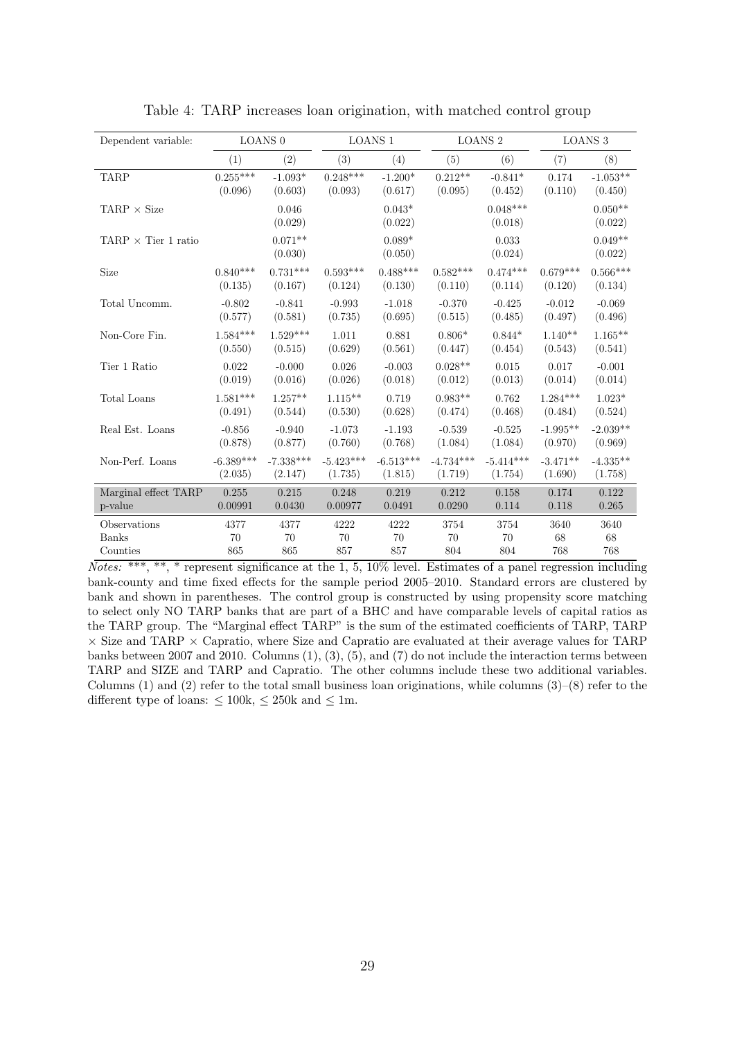Table 4: TARP increases loan origination, with matched control group

| Dependent variable: | LOANS 0 | | LOANS 1 | | LOANS 2 | | LOANS 3 | |
|---|---|---|---|---|---|---|---|---|
| | (1) | (2) | (3) | (4) | (5) | (6) | (7) | (8) |
| TARP | 0.255*** | -1.093* | 0.248*** | -1.200* | 0.212** | -0.841* | 0.174 | -1.053** |
| | (0.096) | (0.603) | (0.093) | (0.617) | (0.095) | (0.452) | (0.110) | (0.450) |
| TARP × Size | | 0.046 | | 0.043* | | 0.048*** | | 0.050** |
| | | (0.029) | | (0.022) | | (0.018) | | (0.022) |
| TARP × Tier 1 ratio | | 0.071** | | 0.089* | | 0.033 | | 0.049** |
| | | (0.030) | | (0.050) | | (0.024) | | (0.022) |
| Size | 0.840*** | 0.731*** | 0.593*** | 0.488*** | 0.582*** | 0.474*** | 0.679*** | 0.566*** |
| | (0.135) | (0.167) | (0.124) | (0.130) | (0.110) | (0.114) | (0.120) | (0.134) |
| Total Uncomm. | -0.802 | -0.841 | -0.993 | -1.018 | -0.370 | -0.425 | -0.012 | -0.069 |
| | (0.577) | (0.581) | (0.735) | (0.695) | (0.515) | (0.485) | (0.497) | (0.496) |
| Non-Core Fin. | 1.584*** | 1.529*** | 1.011 | 0.881 | 0.806* | 0.844* | 1.140** | 1.165** |
| | (0.550) | (0.515) | (0.629) | (0.561) | (0.447) | (0.454) | (0.543) | (0.541) |
| Tier 1 Ratio | 0.022 | -0.000 | 0.026 | -0.003 | 0.028** | 0.015 | 0.017 | -0.001 |
| | (0.019) | (0.016) | (0.026) | (0.018) | (0.012) | (0.013) | (0.014) | (0.014) |
| Total Loans | 1.581*** | 1.257** | 1.115** | 0.719 | 0.983** | 0.762 | 1.284*** | 1.023* |
| | (0.491) | (0.544) | (0.530) | (0.628) | (0.474) | (0.468) | (0.484) | (0.524) |
| Real Est. Loans | -0.856 | -0.940 | -1.073 | -1.193 | -0.539 | -0.525 | -1.995** | -2.039** |
| | (0.878) | (0.877) | (0.760) | (0.768) | (1.084) | (1.084) | (0.970) | (0.969) |
| Non-Perf. Loans | -6.389*** | -7.338*** | -5.423*** | -6.513*** | -4.734*** | -5.414*** | -3.471** | -4.335** |
| | (2.035) | (2.147) | (1.735) | (1.815) | (1.719) | (1.754) | (1.690) | (1.758) |
| Marginal effect TARP | 0.255 | 0.215 | 0.248 | 0.219 | 0.212 | 0.158 | 0.174 | 0.122 |
| p-value | 0.00991 | 0.0430 | 0.00977 | 0.0491 | 0.0290 | 0.114 | 0.118 | 0.265 |
| Observations | 4377 | 4377 | 4222 | 4222 | 3754 | 3754 | 3640 | 3640 |
| Banks | 70 | 70 | 70 | 70 | 70 | 70 | 68 | 68 |
| Counties | 865 | 865 | 857 | 857 | 804 | 804 | 768 | 768 |

*Notes:* \*\*\*, \*\*, \* represent significance at the 1, 5, 10% level. Estimates of a panel regression including bank-county and time fixed effects for the sample period 2005–2010. Standard errors are clustered by bank and shown in parentheses. The control group is constructed by using propensity score matching to select only NO TARP banks that are part of a BHC and have comparable levels of capital ratios as the TARP group. The "Marginal effect TARP" is the sum of the estimated coefficients of TARP, TARP × Size and TARP × Capratio, where Size and Capratio are evaluated at their average values for TARP banks between 2007 and 2010. Columns (1), (3), (5), and (7) do not include the interaction terms between TARP and SIZE and TARP and Capratio. The other columns include these two additional variables. Columns (1) and (2) refer to the total small business loan originations, while columns (3)–(8) refer to the different type of loans: $\leq$ 100k, $\leq$ 250k and $\leq$ 1m.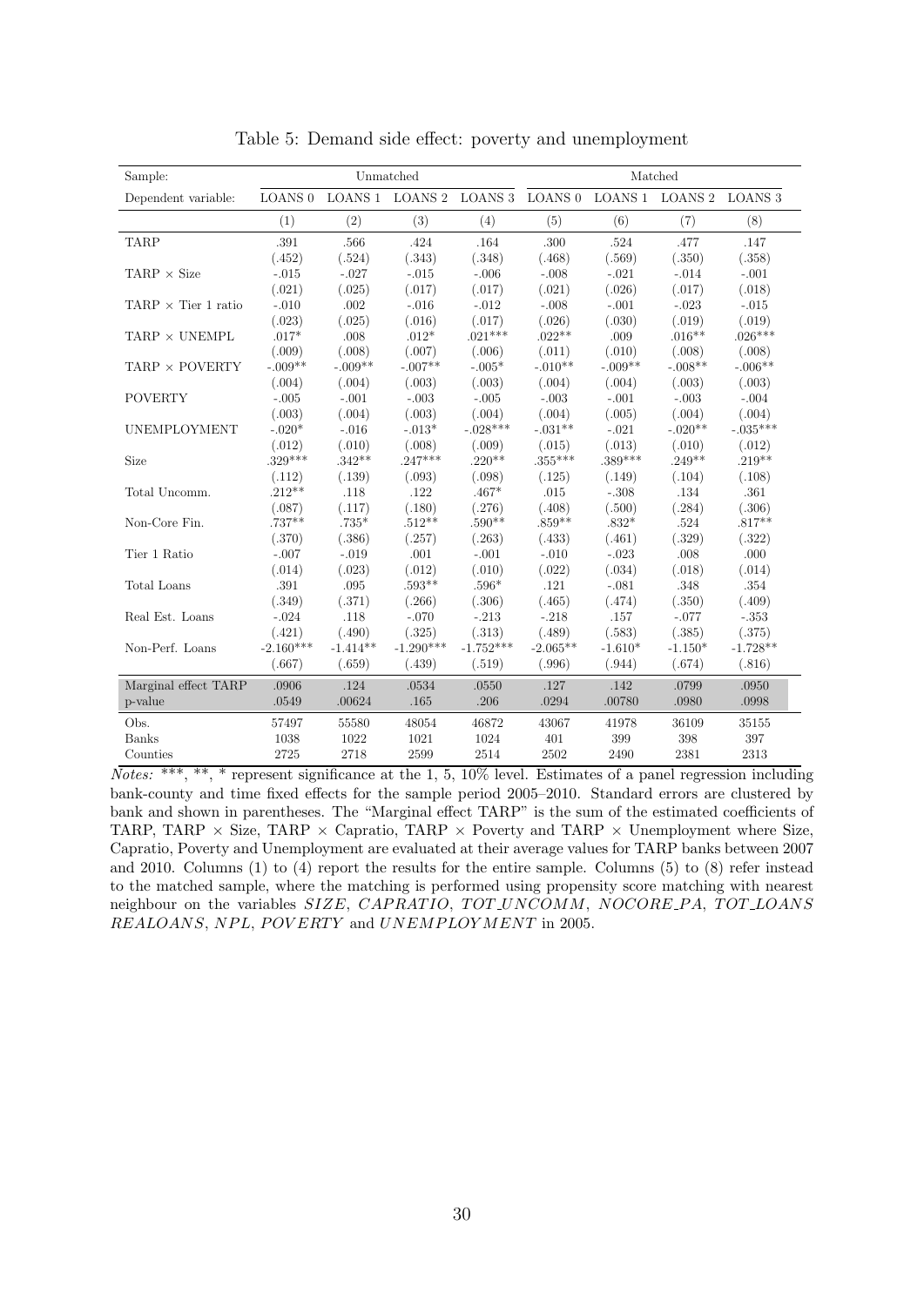Table 5: Demand side effect: poverty and unemployment

| Sample: | Unmatched | | | | Matched | | | |
|---|---|---|---|---|---|---|---|---|
| Dependent variable: | LOANS 0 | LOANS 1 | LOANS 2 | LOANS 3 | LOANS 0 | LOANS 1 | LOANS 2 | LOANS 3 |
| | (1) | (2) | (3) | (4) | (5) | (6) | (7) | (8) |
| TARP | .391 | .566 | .424 | .164 | .300 | .524 | .477 | .147 |
| | (.452) | (.524) | (.343) | (.348) | (.468) | (.569) | (.350) | (.358) |
| TARP × Size | -.015 | -.027 | -.015 | -.006 | -.008 | -.021 | -.014 | -.001 |
| | (.021) | (.025) | (.017) | (.017) | (.021) | (.026) | (.017) | (.018) |
| TARP × Tier 1 ratio | -.010 | .002 | -.016 | -.012 | -.008 | -.001 | -.023 | -.015 |
| | (.023) | (.025) | (.016) | (.017) | (.026) | (.030) | (.019) | (.019) |
| TARP × UNEMPL | .017* | .008 | .012* | .021*** | .022** | .009 | .016** | .026*** |
| | (.009) | (.008) | (.007) | (.006) | (.011) | (.010) | (.008) | (.008) |
| TARP × POVERTY | -.009** | -.009** | -.007** | -.005* | -.010** | -.009** | -.008** | -.006** |
| | (.004) | (.004) | (.003) | (.003) | (.004) | (.004) | (.003) | (.003) |
| POVERTY | -.005 | -.001 | -.003 | -.005 | -.003 | -.001 | -.003 | -.004 |
| | (.003) | (.004) | (.003) | (.004) | (.004) | (.005) | (.004) | (.004) |
| UNEMPLOYMENT | -.020* | -.016 | -.013* | -.028*** | -.031** | -.021 | -.020** | -.035*** |
| | (.012) | (.010) | (.008) | (.009) | (.015) | (.013) | (.010) | (.012) |
| Size | .329*** | .342** | .247*** | .220** | .355*** | .389*** | .249** | .219** |
| | (.112) | (.139) | (.093) | (.098) | (.125) | (.149) | (.104) | (.108) |
| Total Uncomm. | .212** | .118 | .122 | .467* | .015 | -.308 | .134 | .361 |
| | (.087) | (.117) | (.180) | (.276) | (.408) | (.500) | (.284) | (.306) |
| Non-Core Fin. | .737** | .735* | .512** | .590** | .859** | .832* | .524 | .817** |
| | (.370) | (.386) | (.257) | (.263) | (.433) | (.461) | (.329) | (.322) |
| Tier 1 Ratio | -.007 | -.019 | .001 | -.001 | -.010 | -.023 | .008 | .000 |
| | (.014) | (.023) | (.012) | (.010) | (.022) | (.034) | (.018) | (.014) |
| Total Loans | .391 | .095 | .593** | .596* | .121 | -.081 | .348 | .354 |
| | (.349) | (.371) | (.266) | (.306) | (.465) | (.474) | (.350) | (.409) |
| Real Est. Loans | -.024 | .118 | -.070 | -.213 | -.218 | .157 | -.077 | -.353 |
| | (.421) | (.490) | (.325) | (.313) | (.489) | (.583) | (.385) | (.375) |
| Non-Perf. Loans | -2.160*** | -1.414** | -1.290*** | -1.752*** | -2.065** | -1.610* | -1.150* | -1.728** |
| | (.667) | (.659) | (.439) | (.519) | (.996) | (.944) | (.674) | (.816) |
| Marginal effect TARP | .0906 | .124 | .0534 | .0550 | .127 | .142 | .0799 | .0950 |
| p-value | .0549 | .00624 | .165 | .206 | .0294 | .00780 | .0980 | .0998 |
| Obs. | 57497 | 55580 | 48054 | 46872 | 43067 | 41978 | 36109 | 35155 |
| Banks | 1038 | 1022 | 1021 | 1024 | 401 | 399 | 398 | 397 |
| Counties | 2725 | 2718 | 2599 | 2514 | 2502 | 2490 | 2381 | 2313 |

*Notes:* ***, **, * represent significance at the 1, 5, 10% level. Estimates of a panel regression including bank-county and time fixed effects for the sample period 2005–2010. Standard errors are clustered by bank and shown in parentheses. The "Marginal effect TARP" is the sum of the estimated coefficients of TARP, TARP × Size, TARP × Capratio, TARP × Poverty and TARP × Unemployment where Size, Capratio, Poverty and Unemployment are evaluated at their average values for TARP banks between 2007 and 2010. Columns (1) to (4) report the results for the entire sample. Columns (5) to (8) refer instead to the matched sample, where the matching is performed using propensity score matching with nearest neighbour on the variables *SIZE*, *CAPRATIO*, *TOT_UNCOMM*, *NOCORE_PA*, *TOT_LOANS* *REALOANS*, *NPL*, *POVERTY* and *UNEMPLOYMENT* in 2005.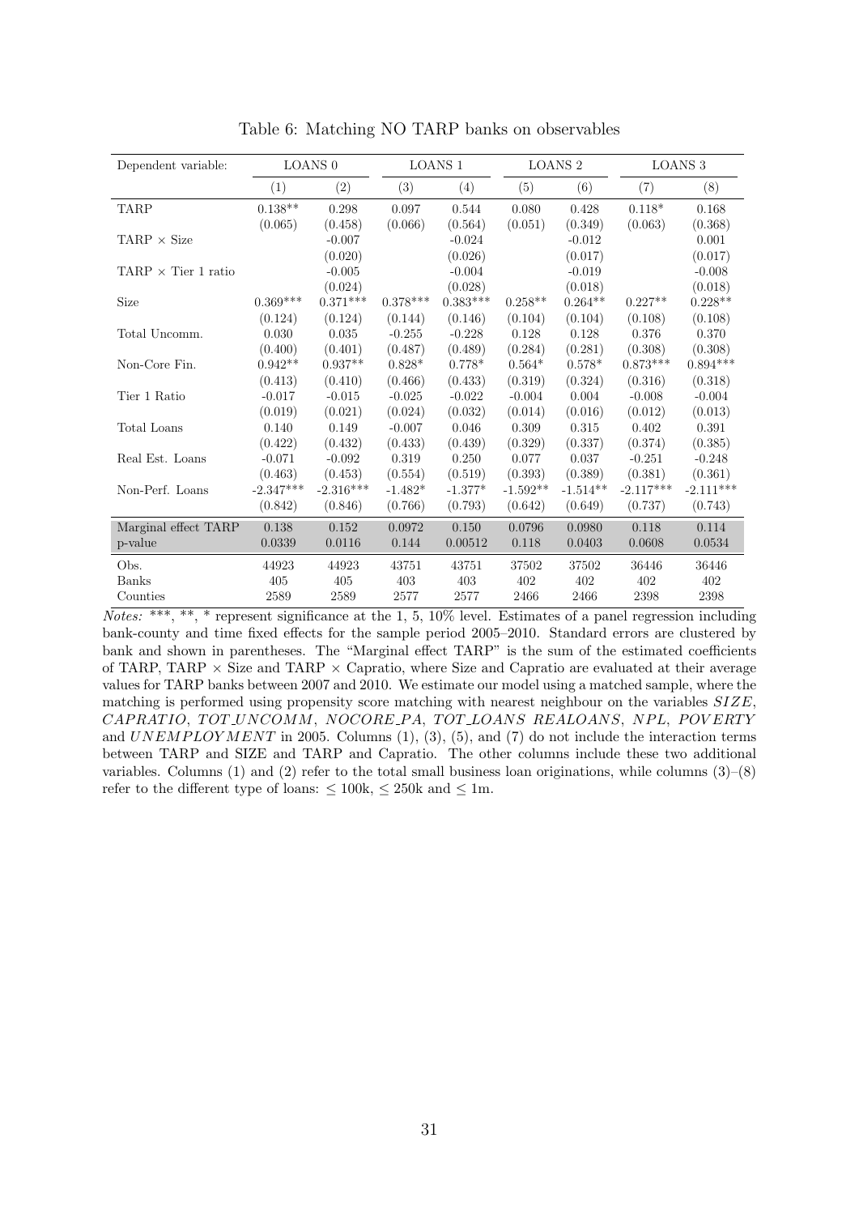Table 6: Matching NO TARP banks on observables

| Dependent variable: | LOANS 0 | | LOANS 1 | | LOANS 2 | | LOANS 3 | |
|---|---|---|---|---|---|---|---|---|
| | (1) | (2) | (3) | (4) | (5) | (6) | (7) | (8) |
| TARP | 0.138** | 0.298 | 0.097 | 0.544 | 0.080 | 0.428 | 0.118* | 0.168 |
| | (0.065) | (0.458) | (0.066) | (0.564) | (0.051) | (0.349) | (0.063) | (0.368) |
| TARP × Size | | -0.007 | | -0.024 | | -0.012 | | 0.001 |
| | | (0.020) | | (0.026) | | (0.017) | | (0.017) |
| TARP × Tier 1 ratio | | -0.005 | | -0.004 | | -0.019 | | -0.008 |
| | | (0.024) | | (0.028) | | (0.018) | | (0.018) |
| Size | 0.369*** | 0.371*** | 0.378*** | 0.383*** | 0.258** | 0.264** | 0.227** | 0.228** |
| | (0.124) | (0.124) | (0.144) | (0.146) | (0.104) | (0.104) | (0.108) | (0.108) |
| Total Uncomm. | 0.030 | 0.035 | -0.255 | -0.228 | 0.128 | 0.128 | 0.376 | 0.370 |
| | (0.400) | (0.401) | (0.487) | (0.489) | (0.284) | (0.281) | (0.308) | (0.308) |
| Non-Core Fin. | 0.942** | 0.937** | 0.828* | 0.778* | 0.564* | 0.578* | 0.873*** | 0.894*** |
| | (0.413) | (0.410) | (0.466) | (0.433) | (0.319) | (0.324) | (0.316) | (0.318) |
| Tier 1 Ratio | -0.017 | -0.015 | -0.025 | -0.022 | -0.004 | 0.004 | -0.008 | -0.004 |
| | (0.019) | (0.021) | (0.024) | (0.032) | (0.014) | (0.016) | (0.012) | (0.013) |
| Total Loans | 0.140 | 0.149 | -0.007 | 0.046 | 0.309 | 0.315 | 0.402 | 0.391 |
| | (0.422) | (0.432) | (0.433) | (0.439) | (0.329) | (0.337) | (0.374) | (0.385) |
| Real Est. Loans | -0.071 | -0.092 | 0.319 | 0.250 | 0.077 | 0.037 | -0.251 | -0.248 |
| | (0.463) | (0.453) | (0.554) | (0.519) | (0.393) | (0.389) | (0.381) | (0.361) |
| Non-Perf. Loans | -2.347*** | -2.316*** | -1.482* | -1.377* | -1.592** | -1.514** | -2.117*** | -2.111*** |
| | (0.842) | (0.846) | (0.766) | (0.793) | (0.642) | (0.649) | (0.737) | (0.743) |
| Marginal effect TARP | 0.138 | 0.152 | 0.0972 | 0.150 | 0.0796 | 0.0980 | 0.118 | 0.114 |
| p-value | 0.0339 | 0.0116 | 0.144 | 0.00512 | 0.118 | 0.0403 | 0.0608 | 0.0534 |
| Obs. | 44923 | 44923 | 43751 | 43751 | 37502 | 37502 | 36446 | 36446 |
| Banks | 405 | 405 | 403 | 403 | 402 | 402 | 402 | 402 |
| Counties | 2589 | 2589 | 2577 | 2577 | 2466 | 2466 | 2398 | 2398 |

*Notes:* ***, **, * represent significance at the 1, 5, 10% level. Estimates of a panel regression including bank-county and time fixed effects for the sample period 2005–2010. Standard errors are clustered by bank and shown in parentheses. The "Marginal effect TARP" is the sum of the estimated coefficients of TARP, TARP × Size and TARP × Capratio, where Size and Capratio are evaluated at their average values for TARP banks between 2007 and 2010. We estimate our model using a matched sample, where the matching is performed using propensity score matching with nearest neighbour on the variables $SIZE$, $CAPRATIO$, $TOT\_UNCOMM$, $NOCORE\_PA$, $TOT\_LOANS$ $REALOANS$, $NPL$, $POVERTY$ and $UNEMPLOYMENT$ in 2005. Columns (1), (3), (5), and (7) do not include the interaction terms between TARP and SIZE and TARP and Capratio. The other columns include these two additional variables. Columns (1) and (2) refer to the total small business loan originations, while columns (3)–(8) refer to the different type of loans: $\leq$ 100k, $\leq$ 250k and $\leq$ 1m.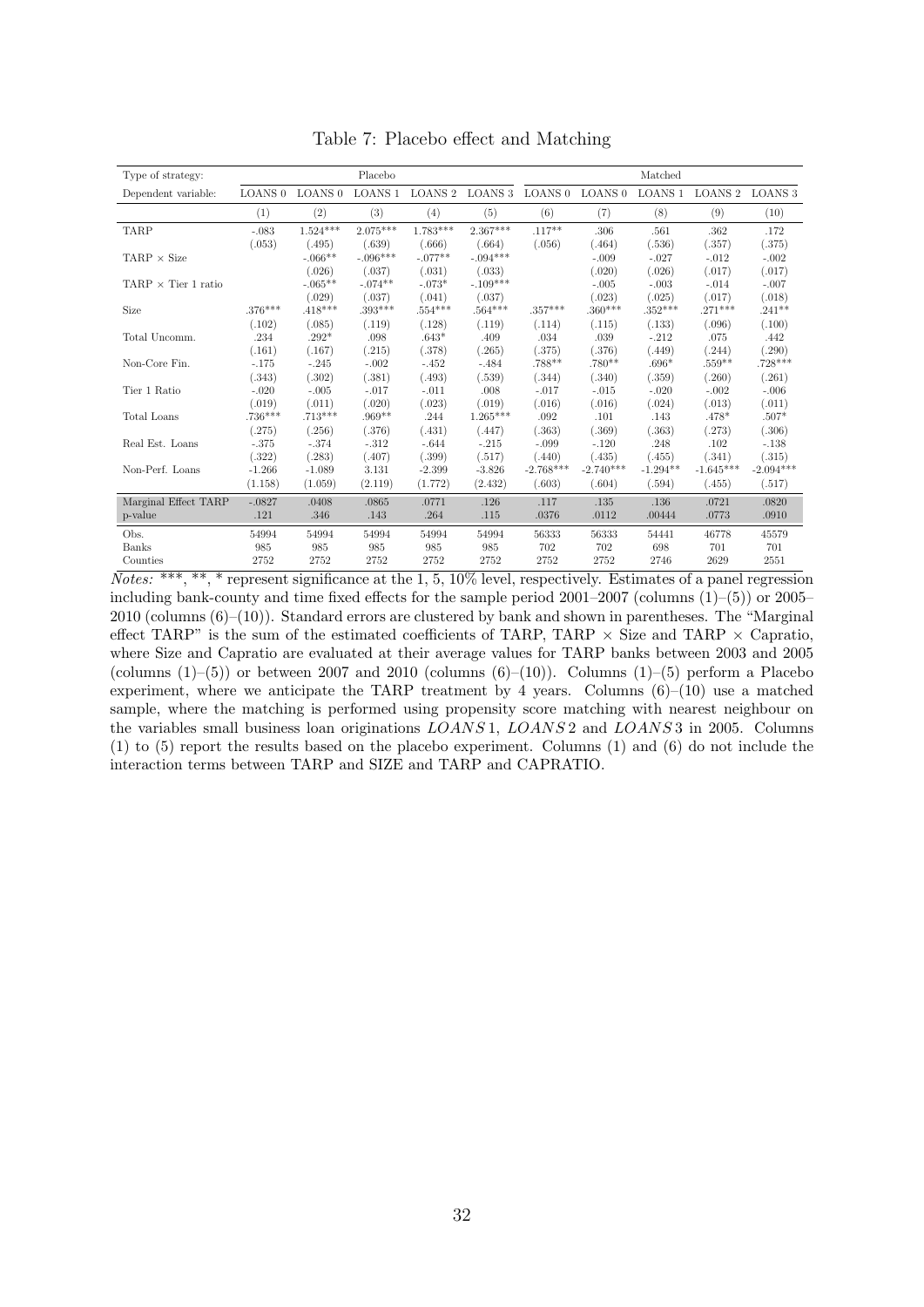Table 7: Placebo effect and Matching

| Type of strategy: | Placebo | | | | | Matched | | | | |
|---|---|---|---|---|---|---|---|---|---|---|
| Dependent variable: | LOANS 0 | LOANS 0 | LOANS 1 | LOANS 2 | LOANS 3 | LOANS 0 | LOANS 0 | LOANS 1 | LOANS 2 | LOANS 3 |
| | (1) | (2) | (3) | (4) | (5) | (6) | (7) | (8) | (9) | (10) |
| TARP | -.083 | 1.524*** | 2.075*** | 1.783*** | 2.367*** | .117** | .306 | .561 | .362 | .172 |
| | (.053) | (.495) | (.639) | (.666) | (.664) | (.056) | (.464) | (.536) | (.357) | (.375) |
| TARP × Size | | -.066** | -.096*** | -.077** | -.094*** | | -.009 | -.027 | -.012 | -.002 |
| | | (.026) | (.037) | (.031) | (.033) | | (.020) | (.026) | (.017) | (.017) |
| TARP × Tier 1 ratio | | -.065** | -.074** | -.073* | -.109*** | | -.005 | -.003 | -.014 | -.007 |
| | | (.029) | (.037) | (.041) | (.037) | | (.023) | (.025) | (.017) | (.018) |
| Size | .376*** | .418*** | .393*** | .554*** | .564*** | .357*** | .360*** | .352*** | .271*** | .241** |
| | (.102) | (.085) | (.119) | (.128) | (.119) | (.114) | (.115) | (.133) | (.096) | (.100) |
| Total Uncomm. | .234 | .292* | .098 | .643* | .409 | .034 | .039 | -.212 | .075 | .442 |
| | (.161) | (.167) | (.215) | (.378) | (.265) | (.375) | (.376) | (.449) | (.244) | (.290) |
| Non-Core Fin. | -.175 | -.245 | -.002 | -.452 | -.484 | .788** | .780** | .696* | .559** | .728*** |
| | (.343) | (.302) | (.381) | (.493) | (.539) | (.344) | (.340) | (.359) | (.260) | (.261) |
| Tier 1 Ratio | -.020 | -.005 | -.017 | -.011 | .008 | -.017 | -.015 | -.020 | -.002 | -.006 |
| | (.019) | (.011) | (.020) | (.023) | (.019) | (.016) | (.016) | (.024) | (.013) | (.011) |
| Total Loans | .736*** | .713*** | .969** | .244 | 1.265*** | .092 | .101 | .143 | .478* | .507* |
| | (.275) | (.256) | (.376) | (.431) | (.447) | (.363) | (.369) | (.363) | (.273) | (.306) |
| Real Est. Loans | -.375 | -.374 | -.312 | -.644 | -.215 | -.099 | -.120 | .248 | .102 | -.138 |
| | (.322) | (.283) | (.407) | (.399) | (.517) | (.440) | (.435) | (.455) | (.341) | (.315) |
| Non-Perf. Loans | -1.266 | -1.089 | 3.131 | -2.399 | -3.826 | -2.768*** | -2.740*** | -1.294** | -1.645*** | -2.094*** |
| | (1.158) | (1.059) | (2.119) | (1.772) | (2.432) | (.603) | (.604) | (.594) | (.455) | (.517) |
| Marginal Effect TARP | -.0827 | .0408 | .0865 | .0771 | .126 | .117 | .135 | .136 | .0721 | .0820 |
| p-value | .121 | .346 | .143 | .264 | .115 | .0376 | .0112 | .00444 | .0773 | .0910 |
| Obs. | 54994 | 54994 | 54994 | 54994 | 54994 | 56333 | 56333 | 54441 | 46778 | 45579 |
| Banks | 985 | 985 | 985 | 985 | 985 | 702 | 702 | 698 | 701 | 701 |
| Counties | 2752 | 2752 | 2752 | 2752 | 2752 | 2752 | 2752 | 2746 | 2629 | 2551 |

*Notes:* ***, **, * represent significance at the 1, 5, 10% level, respectively. Estimates of a panel regression including bank-county and time fixed effects for the sample period 2001–2007 (columns (1)–(5)) or 2005–2010 (columns (6)–(10)). Standard errors are clustered by bank and shown in parentheses. The "Marginal effect TARP" is the sum of the estimated coefficients of TARP, TARP × Size and TARP × Capratio, where Size and Capratio are evaluated at their average values for TARP banks between 2003 and 2005 (columns (1)–(5)) or between 2007 and 2010 (columns (6)–(10)). Columns (1)–(5) perform a Placebo experiment, where we anticipate the TARP treatment by 4 years. Columns (6)–(10) use a matched sample, where the matching is performed using propensity score matching with nearest neighbour on the variables small business loan originations $LOANS\,1$, $LOANS\,2$ and $LOANS\,3$ in 2005. Columns (1) to (5) report the results based on the placebo experiment. Columns (1) and (6) do not include the interaction terms between TARP and SIZE and TARP and CAPRATIO.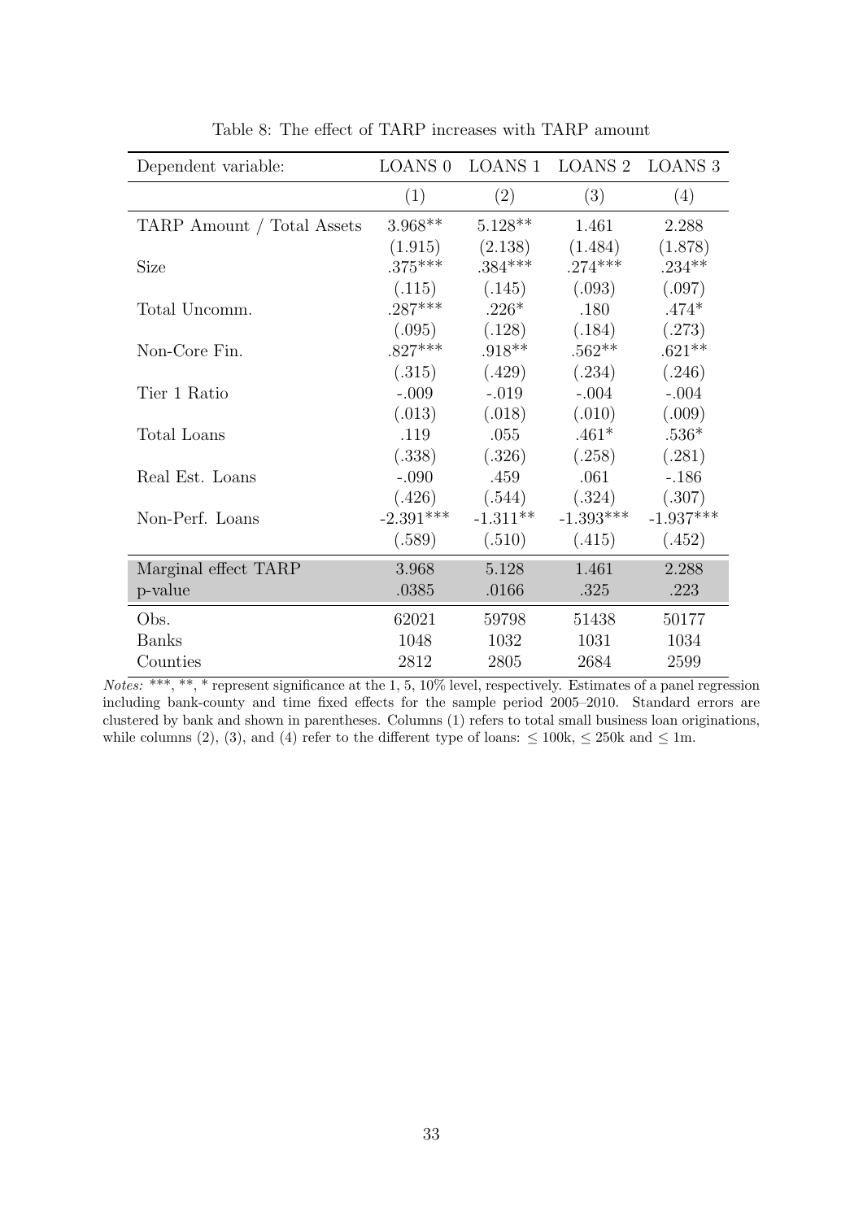Table 8: The effect of TARP increases with TARP amount

| Dependent variable: | LOANS 0 | LOANS 1 | LOANS 2 | LOANS 3 |
|---|---|---|---|---|
| | (1) | (2) | (3) | (4) |
| TARP Amount / Total Assets | 3.968** | 5.128** | 1.461 | 2.288 |
| | (1.915) | (2.138) | (1.484) | (1.878) |
| Size | .375*** | .384*** | .274*** | .234** |
| | (.115) | (.145) | (.093) | (.097) |
| Total Uncomm. | .287*** | .226* | .180 | .474* |
| | (.095) | (.128) | (.184) | (.273) |
| Non-Core Fin. | .827*** | .918** | .562** | .621** |
| | (.315) | (.429) | (.234) | (.246) |
| Tier 1 Ratio | -.009 | -.019 | -.004 | -.004 |
| | (.013) | (.018) | (.010) | (.009) |
| Total Loans | .119 | .055 | .461* | .536* |
| | (.338) | (.326) | (.258) | (.281) |
| Real Est. Loans | -.090 | .459 | .061 | -.186 |
| | (.426) | (.544) | (.324) | (.307) |
| Non-Perf. Loans | -2.391*** | -1.311** | -1.393*** | -1.937*** |
| | (.589) | (.510) | (.415) | (.452) |
| Marginal effect TARP | 3.968 | 5.128 | 1.461 | 2.288 |
| p-value | .0385 | .0166 | .325 | .223 |
| Obs. | 62021 | 59798 | 51438 | 50177 |
| Banks | 1048 | 1032 | 1031 | 1034 |
| Counties | 2812 | 2805 | 2684 | 2599 |

*Notes:* ***, **, * represent significance at the 1, 5, 10% level, respectively. Estimates of a panel regression including bank-county and time fixed effects for the sample period 2005–2010. Standard errors are clustered by bank and shown in parentheses. Columns (1) refers to total small business loan originations, while columns (2), (3), and (4) refer to the different type of loans: $\leq$ 100k, $\leq$ 250k and $\leq$ 1m.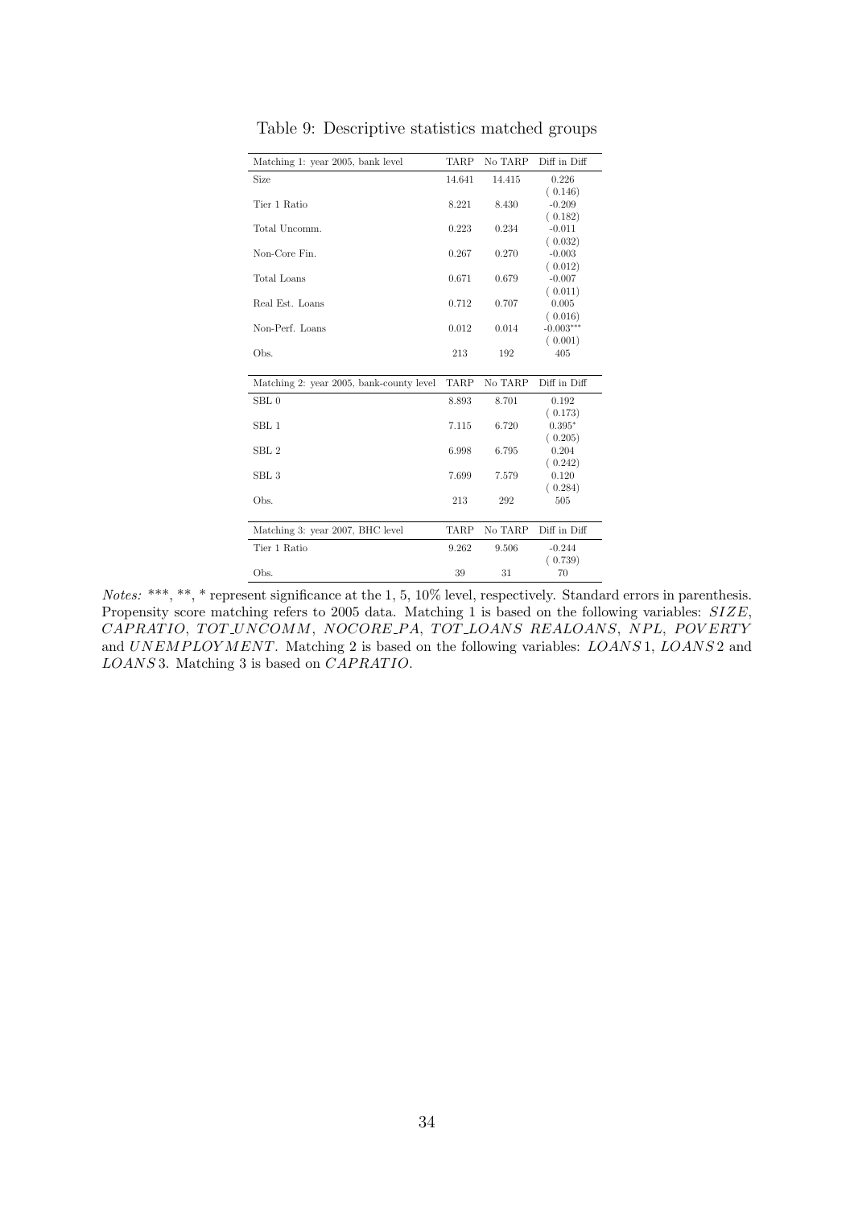Table 9: Descriptive statistics matched groups

| Matching 1: year 2005, bank level | TARP | No TARP | Diff in Diff |
|---|---|---|---|
| Size | 14.641 | 14.415 | 0.226 |
| | | | ( 0.146) |
| Tier 1 Ratio | 8.221 | 8.430 | -0.209 |
| | | | ( 0.182) |
| Total Uncomm. | 0.223 | 0.234 | -0.011 |
| | | | ( 0.032) |
| Non-Core Fin. | 0.267 | 0.270 | -0.003 |
| | | | ( 0.012) |
| Total Loans | 0.671 | 0.679 | -0.007 |
| | | | ( 0.011) |
| Real Est. Loans | 0.712 | 0.707 | 0.005 |
| | | | ( 0.016) |
| Non-Perf. Loans | 0.012 | 0.014 | -0.003*** |
| | | | ( 0.001) |
| Obs. | 213 | 192 | 405 |

| Matching 2: year 2005, bank-county level | TARP | No TARP | Diff in Diff |
|---|---|---|---|
| SBL 0 | 8.893 | 8.701 | 0.192 |
| | | | ( 0.173) |
| SBL 1 | 7.115 | 6.720 | 0.395* |
| | | | ( 0.205) |
| SBL 2 | 6.998 | 6.795 | 0.204 |
| | | | ( 0.242) |
| SBL 3 | 7.699 | 7.579 | 0.120 |
| | | | ( 0.284) |
| Obs. | 213 | 292 | 505 |

| Matching 3: year 2007, BHC level | TARP | No TARP | Diff in Diff |
|---|---|---|---|
| Tier 1 Ratio | 9.262 | 9.506 | -0.244 |
| | | | ( 0.739) |
| Obs. | 39 | 31 | 70 |

*Notes:* ***, **, * represent significance at the 1, 5, 10% level, respectively. Standard errors in parenthesis. Propensity score matching refers to 2005 data. Matching 1 is based on the following variables: $SIZE$, $CAPRATIO$, $TOT\_UNCOMM$, $NOCORE\_PA$, $TOT\_LOANS$ $REALOANS$, $NPL$, $POVERTY$ and $UNEMPLOYMENT$. Matching 2 is based on the following variables: $LOANS1$, $LOANS2$ and $LOANS3$. Matching 3 is based on $CAPRATIO$.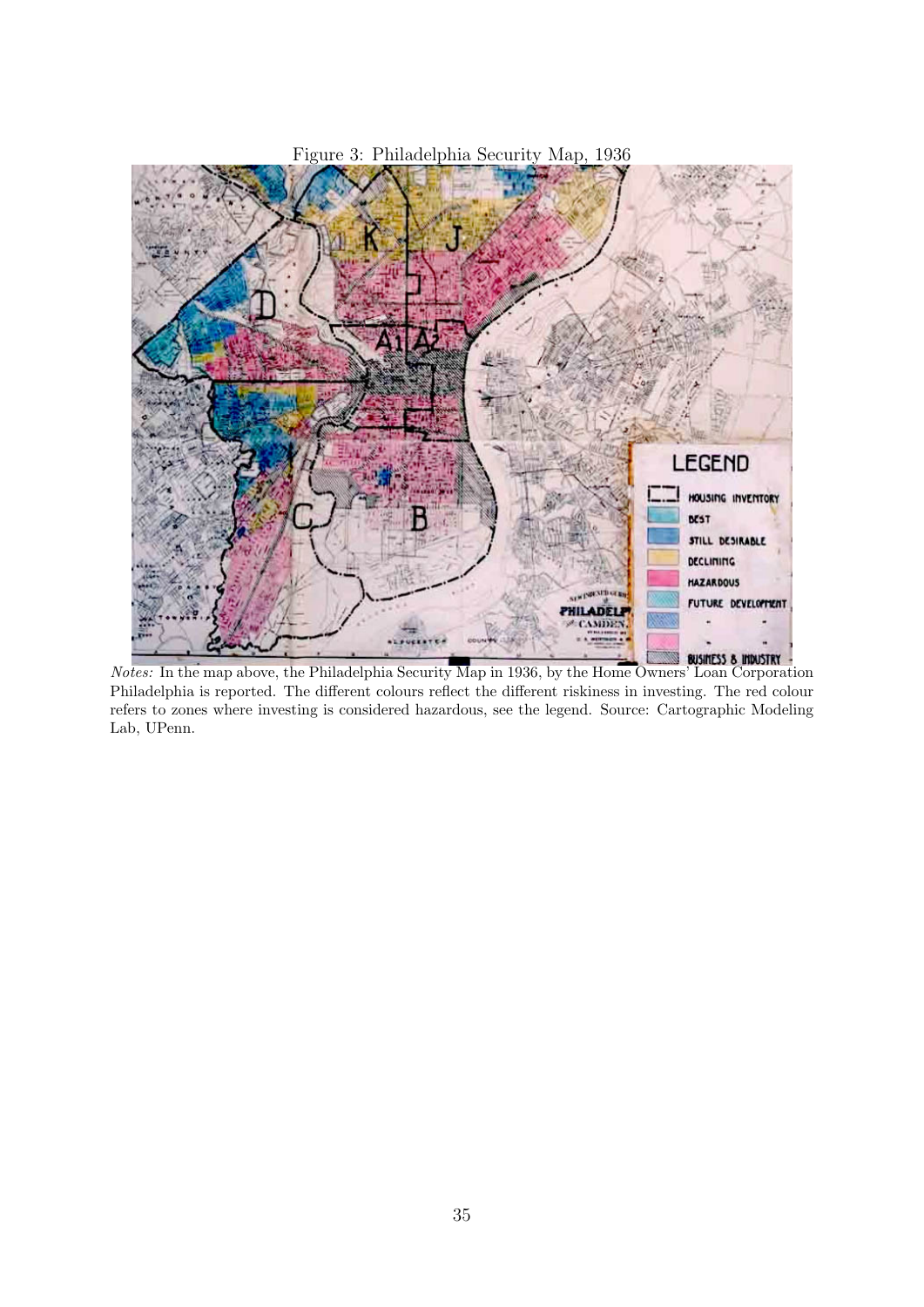Figure 3: Philadelphia Security Map, 1936

*Notes:* In the map above, the Philadelphia Security Map in 1936, by the Home Owners' Loan Corporation Philadelphia is reported. The different colours reflect the different riskiness in investing. The red colour refers to zones where investing is considered hazardous, see the legend. Source: Cartographic Modeling Lab, UPenn.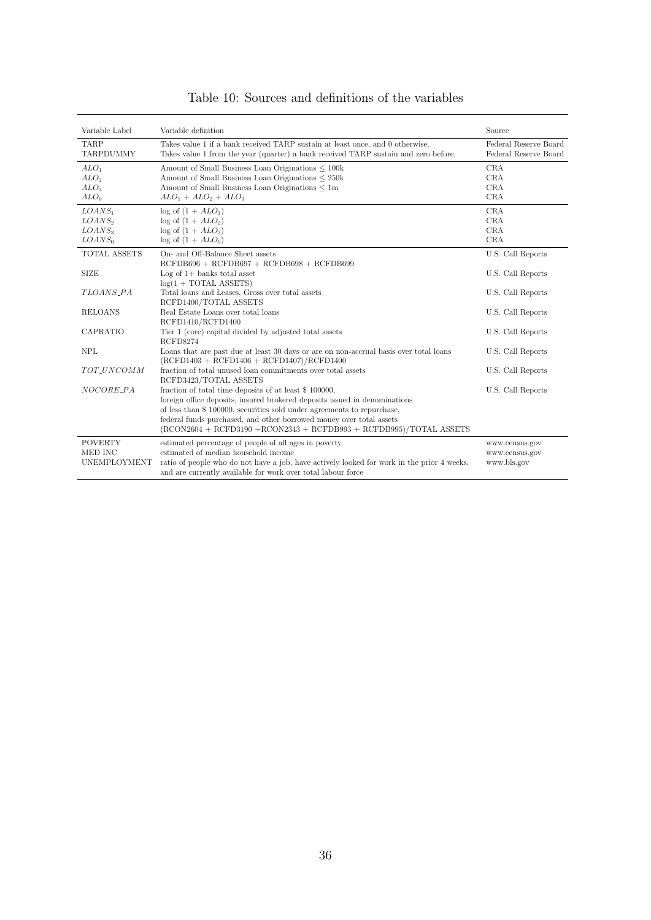Table 10: Sources and definitions of the variables

| Variable Label | Variable definition | Source |
|---|---|---|
| TARP | Takes value 1 if a bank received TARP sustain at least once, and 0 otherwise. | Federal Reserve Board |
| TARPDUMMY | Takes value 1 from the year (quarter) a bank received TARP sustain and zero before. | Federal Reserve Board |
| $ALO_1$ | Amount of Small Business Loan Originations ≤ 100k | CRA |
| $ALO_2$ | Amount of Small Business Loan Originations ≤ 250k | CRA |
| $ALO_3$ | Amount of Small Business Loan Originations ≤ 1m | CRA |
| $ALO_0$ | $ALO_1 + ALO_2 + ALO_3$ | CRA |
| $LOANS_1$ | log of $(1 + ALO_1)$ | CRA |
| $LOANS_2$ | log of $(1 + ALO_2)$ | CRA |
| $LOANS_3$ | log of $(1 + ALO_3)$ | CRA |
| $LOANS_0$ | log of $(1 + ALO_0)$ | CRA |
| TOTAL ASSETS | On- and Off-Balance Sheet assets<br>RCFDB696 + RCFDB697 + RCFDB698 + RCFDB699 | U.S. Call Reports |
| SIZE | Log of 1+ banks total asset<br>log(1 + TOTAL ASSETS) | U.S. Call Reports |
| $TLOANS\_PA$ | Total loans and Leases, Gross over total assets<br>RCFD1400/TOTAL ASSETS | U.S. Call Reports |
| RELOANS | Real Estate Loans over total loans<br>RCFD1410/RCFD1400 | U.S. Call Reports |
| CAPRATIO | Tier 1 (core) capital divided by adjusted total assets<br>RCFD8274 | U.S. Call Reports |
| NPL | Loans that are past due at least 30 days or are on non-accrual basis over total loans<br>(RCFD1403 + RCFD1406 + RCFD1407)/RCFD1400 | U.S. Call Reports |
| $TOT\_UNCOMM$ | fraction of total unused loan commitments over total assets<br>RCFD3423/TOTAL ASSETS | U.S. Call Reports |
| $NOCORE\_PA$ | fraction of total time deposits of at least \$ 100000,<br>foreign office deposits, insured brokered deposits issued in denominations<br>of less than \$ 100000, securities sold under agreements to repurchase,<br>federal funds purchased, and other borrowed money over total assets<br>(RCON2604 + RCFD3190 +RCON2343 + RCFDB993 + RCFDB995)/TOTAL ASSETS | U.S. Call Reports |
| POVERTY | estimated percentage of people of all ages in poverty | www.census.gov |
| MED INC | estimated of median household income | www.census.gov |
| UNEMPLOYMENT | ratio of people who do not have a job, have actively looked for work in the prior 4 weeks, and are currently available for work over total labour force | www.bls.gov |